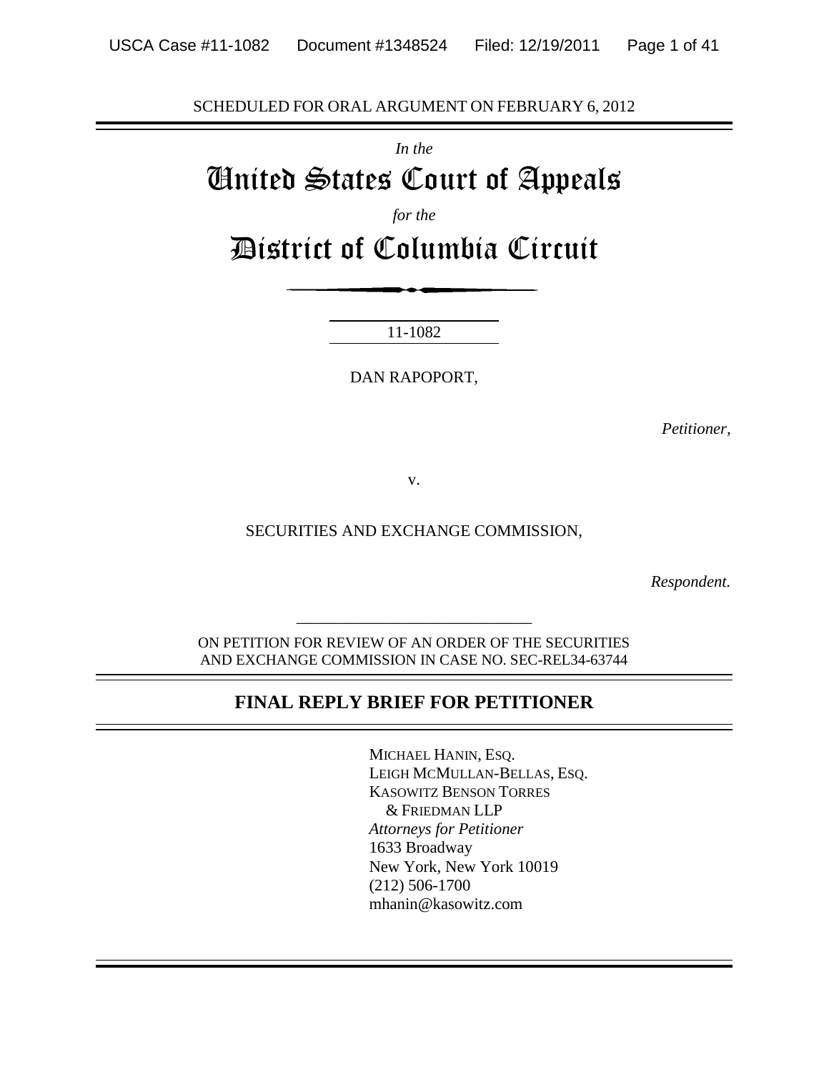SCHEDULED FOR ORAL ARGUMENT ON FEBRUARY 6, 2012

*In the*

# United States Court of Appeals

*for the*

# District of Columbia Circuit

11-1082

DAN RAPOPORT,

*Petitioner,*

v.

SECURITIES AND EXCHANGE COMMISSION,

*Respondent.*

ON PETITION FOR REVIEW OF AN ORDER OF THE SECURITIES AND EXCHANGE COMMISSION IN CASE NO. SEC-REL34-63744

## FINAL REPLY BRIEF FOR PETITIONER

MICHAEL HANIN, ESQ.
LEIGH MCMULLAN-BELLAS, ESQ.
KASOWITZ BENSON TORRES & FRIEDMAN LLP
*Attorneys for Petitioner*
1633 Broadway
New York, New York 10019
(212) 506-1700
mhanin@kasowitz.com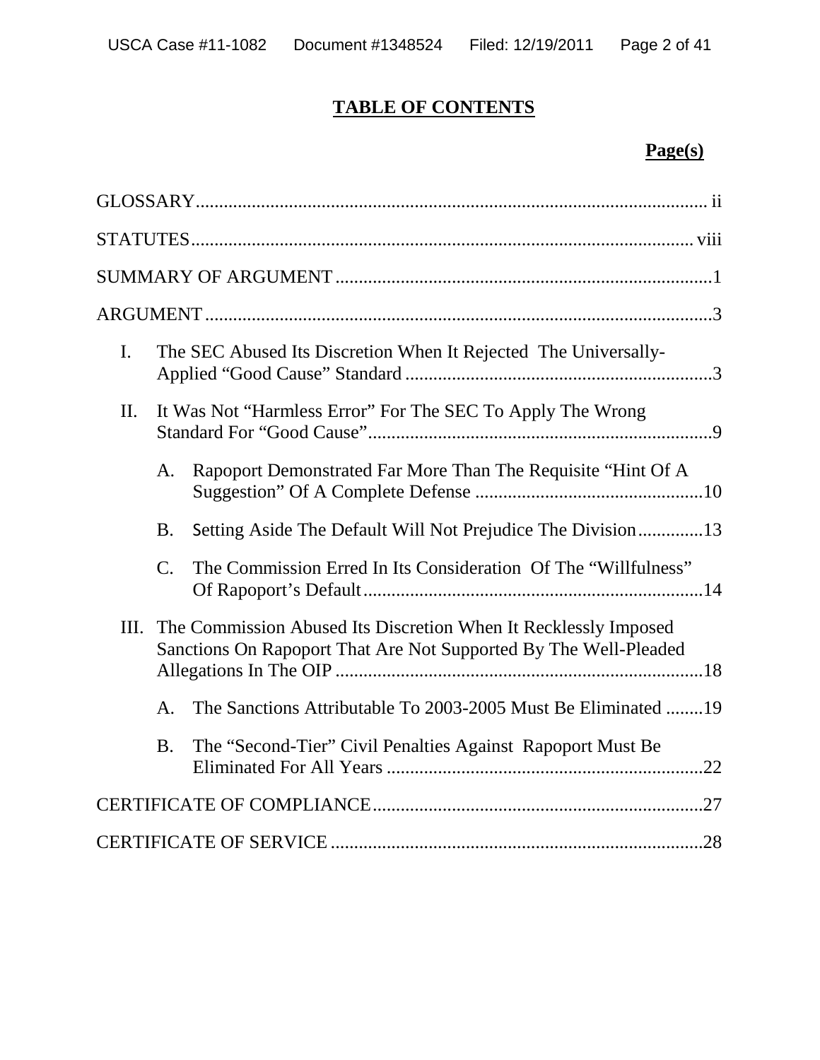# TABLE OF CONTENTS

**Page(s)**

GLOSSARY ........................................................................................................ ii

STATUTES ........................................................................................................ viii

SUMMARY OF ARGUMENT ........................................................................... 1

ARGUMENT ........................................................................................................ 3

I. The SEC Abused Its Discretion When It Rejected The Universally-Applied "Good Cause" Standard ........................................................ 3

II. It Was Not "Harmless Error" For The SEC To Apply The Wrong Standard For "Good Cause" ........................................................ 9

   A. Rapoport Demonstrated Far More Than The Requisite "Hint Of A Suggestion" Of A Complete Defense ........................................ 10

   B. Setting Aside The Default Will Not Prejudice The Division .............. 13

   C. The Commission Erred In Its Consideration Of The "Willfulness" Of Rapoport's Default ........................................................ 14

III. The Commission Abused Its Discretion When It Recklessly Imposed Sanctions On Rapoport That Are Not Supported By The Well-Pleaded Allegations In The OIP ........................................................ 18

   A. The Sanctions Attributable To 2003-2005 Must Be Eliminated ........ 19

   B. The "Second-Tier" Civil Penalties Against Rapoport Must Be Eliminated For All Years ........................................................ 22

CERTIFICATE OF COMPLIANCE ........................................................ 27

CERTIFICATE OF SERVICE ........................................................ 28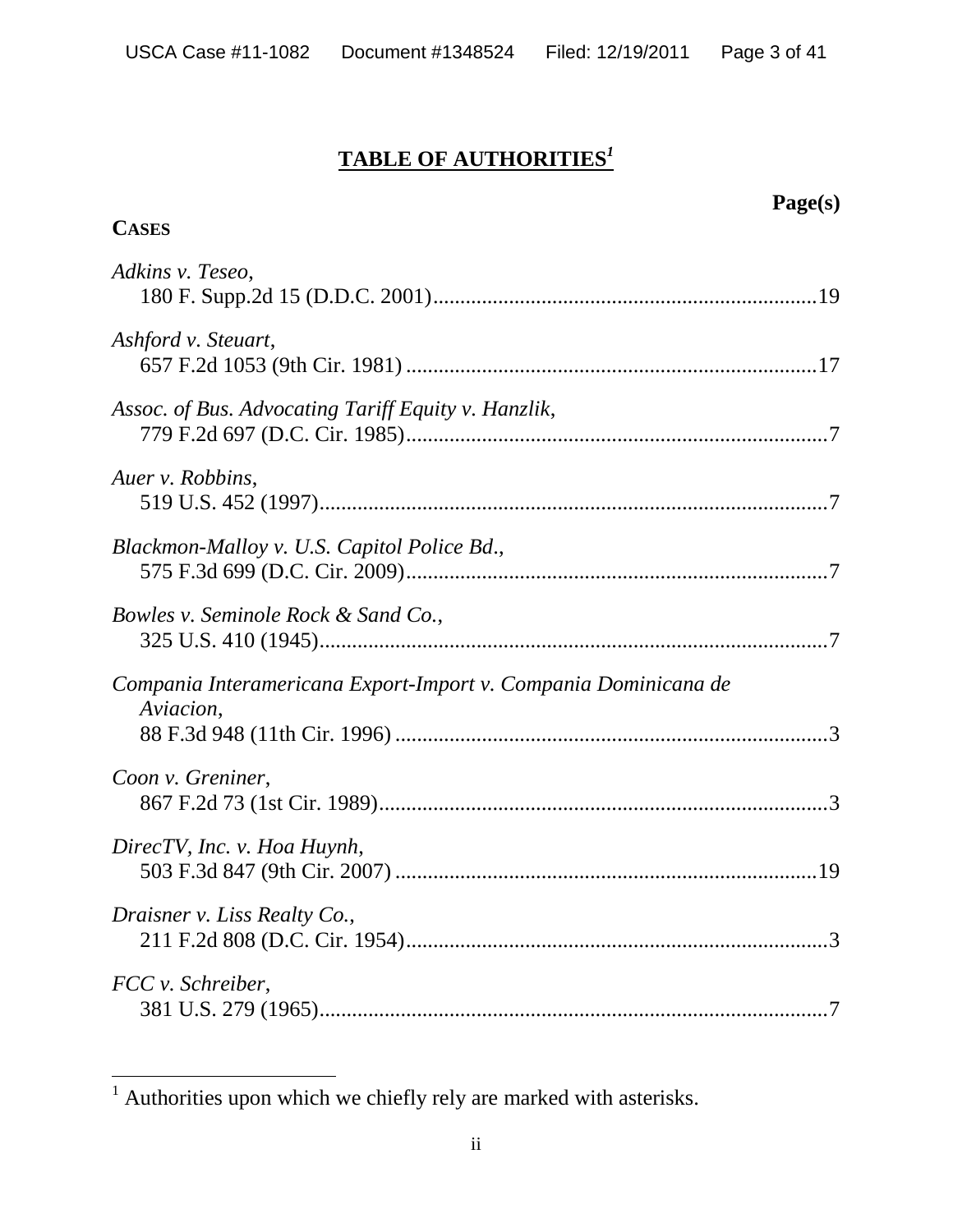# TABLE OF AUTHORITIES[1]

**Page(s)**

**CASES**

*Adkins v. Teseo*,
180 F. Supp.2d 15 (D.D.C. 2001)......................................................................19

*Ashford v. Steuart*,
657 F.2d 1053 (9th Cir. 1981) ...........................................................................17

*Assoc. of Bus. Advocating Tariff Equity v. Hanzlik*,
779 F.2d 697 (D.C. Cir. 1985).............................................................................7

*Auer v. Robbins*,
519 U.S. 452 (1997)............................................................................................7

*Blackmon-Malloy v. U.S. Capitol Police Bd.*,
575 F.3d 699 (D.C. Cir. 2009).............................................................................7

*Bowles v. Seminole Rock & Sand Co.*,
325 U.S. 410 (1945)............................................................................................7

*Compania Interamericana Export-Import v. Compania Dominicana de Aviacion*,
88 F.3d 948 (11th Cir. 1996) ...............................................................................3

*Coon v. Greniner*,
867 F.2d 73 (1st Cir. 1989)..................................................................................3

*DirecTV, Inc. v. Hoa Huynh*,
503 F.3d 847 (9th Cir. 2007) .............................................................................19

*Draisner v. Liss Realty Co.*,
211 F.2d 808 (D.C. Cir. 1954).............................................................................3

*FCC v. Schreiber*,
381 U.S. 279 (1965)............................................................................................7

[1] Authorities upon which we chiefly rely are marked with asterisks.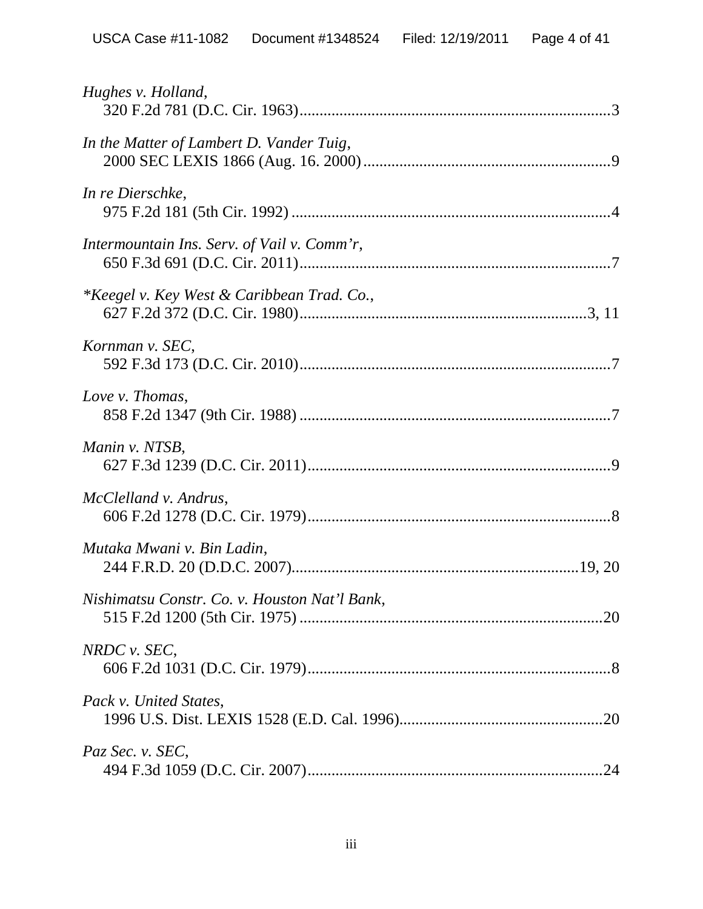*Hughes v. Holland*,
320 F.2d 781 (D.C. Cir. 1963)............................................................................3

*In the Matter of Lambert D. Vander Tuig*,
2000 SEC LEXIS 1866 (Aug. 16. 2000).............................................................9

*In re Dierschke*,
975 F.2d 181 (5th Cir. 1992)..............................................................................4

*Intermountain Ins. Serv. of Vail v. Comm'r*,
650 F.3d 691 (D.C. Cir. 2011)............................................................................7

*Keegel v. Key West & Caribbean Trad. Co.*,
627 F.2d 372 (D.C. Cir. 1980)........................................................................3, 11

*Kornman v. SEC*,
592 F.3d 173 (D.C. Cir. 2010)............................................................................7

*Love v. Thomas*,
858 F.2d 1347 (9th Cir. 1988)............................................................................7

*Manin v. NTSB*,
627 F.3d 1239 (D.C. Cir. 2011)..........................................................................9

*McClelland v. Andrus*,
606 F.2d 1278 (D.C. Cir. 1979)..........................................................................8

*Mutaka Mwani v. Bin Ladin*,
244 F.R.D. 20 (D.D.C. 2007)........................................................................19, 20

*Nishimatsu Constr. Co. v. Houston Nat'l Bank*,
515 F.2d 1200 (5th Cir. 1975)..........................................................................20

*NRDC v. SEC*,
606 F.2d 1031 (D.C. Cir. 1979)..........................................................................8

*Pack v. United States*,
1996 U.S. Dist. LEXIS 1528 (E.D. Cal. 1996)..................................................20

*Paz Sec. v. SEC*,
494 F.3d 1059 (D.C. Cir. 2007).........................................................................24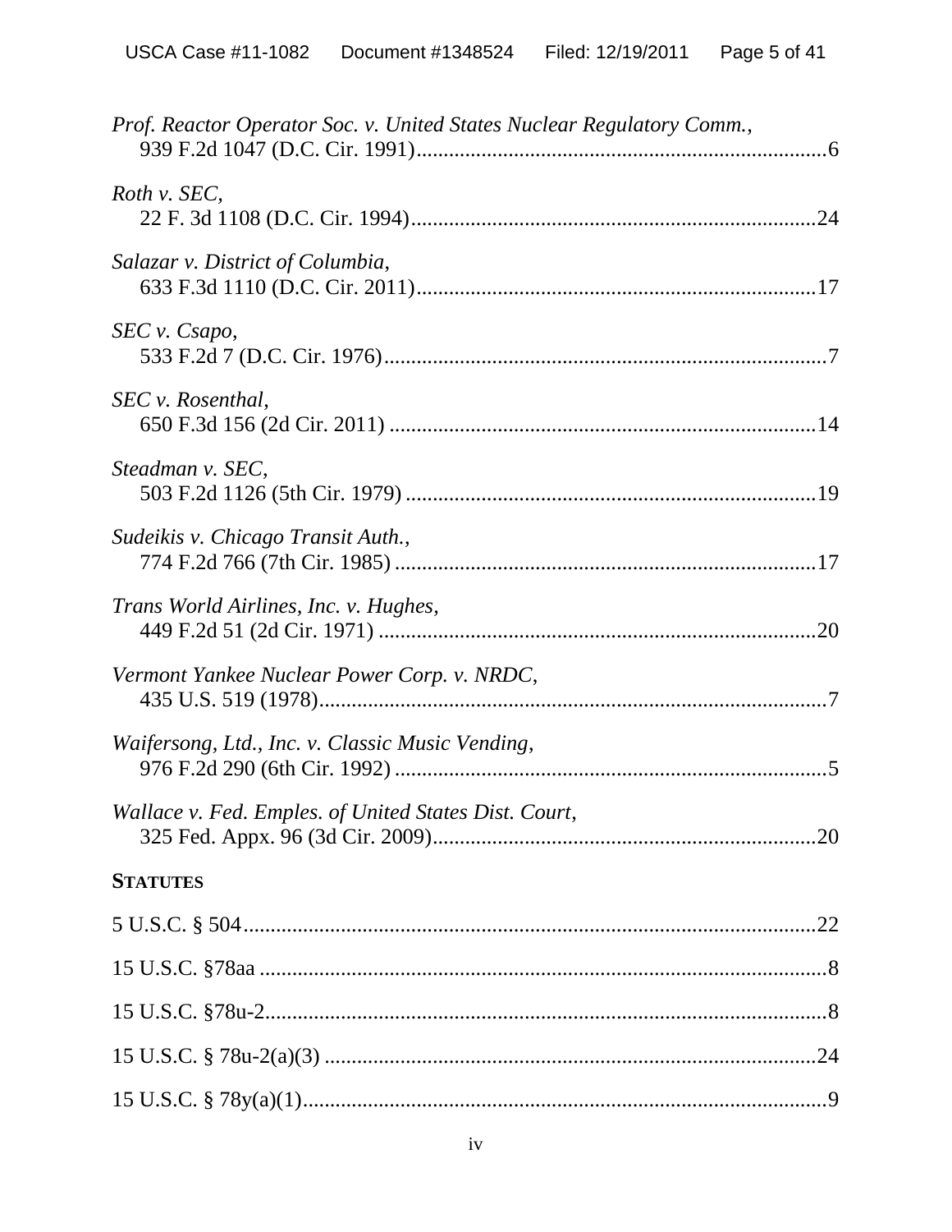*Prof. Reactor Operator Soc. v. United States Nuclear Regulatory Comm.*,
939 F.2d 1047 (D.C. Cir. 1991)..........................................................................6

*Roth v. SEC*,
22 F. 3d 1108 (D.C. Cir. 1994)........................................................................24

*Salazar v. District of Columbia*,
633 F.3d 1110 (D.C. Cir. 2011)........................................................................17

*SEC v. Csapo*,
533 F.2d 7 (D.C. Cir. 1976)................................................................................7

*SEC v. Rosenthal*,
650 F.3d 156 (2d Cir. 2011) .............................................................................14

*Steadman v. SEC*,
503 F.2d 1126 (5th Cir. 1979) ..........................................................................19

*Sudeikis v. Chicago Transit Auth.*,
774 F.2d 766 (7th Cir. 1985) ............................................................................17

*Trans World Airlines, Inc. v. Hughes*,
449 F.2d 51 (2d Cir. 1971) ...............................................................................20

*Vermont Yankee Nuclear Power Corp. v. NRDC*,
435 U.S. 519 (1978)...........................................................................................7

*Waifersong, Ltd., Inc. v. Classic Music Vending*,
976 F.2d 290 (6th Cir. 1992) .............................................................................5

*Wallace v. Fed. Emples. of United States Dist. Court*,
325 Fed. Appx. 96 (3d Cir. 2009).....................................................................20

**STATUTES**

5 U.S.C. § 504.........................................................................................................22

15 U.S.C. §78aa .......................................................................................................8

15 U.S.C. §78u-2......................................................................................................8

15 U.S.C. § 78u-2(a)(3) .........................................................................................24

15 U.S.C. § 78y(a)(1)...............................................................................................9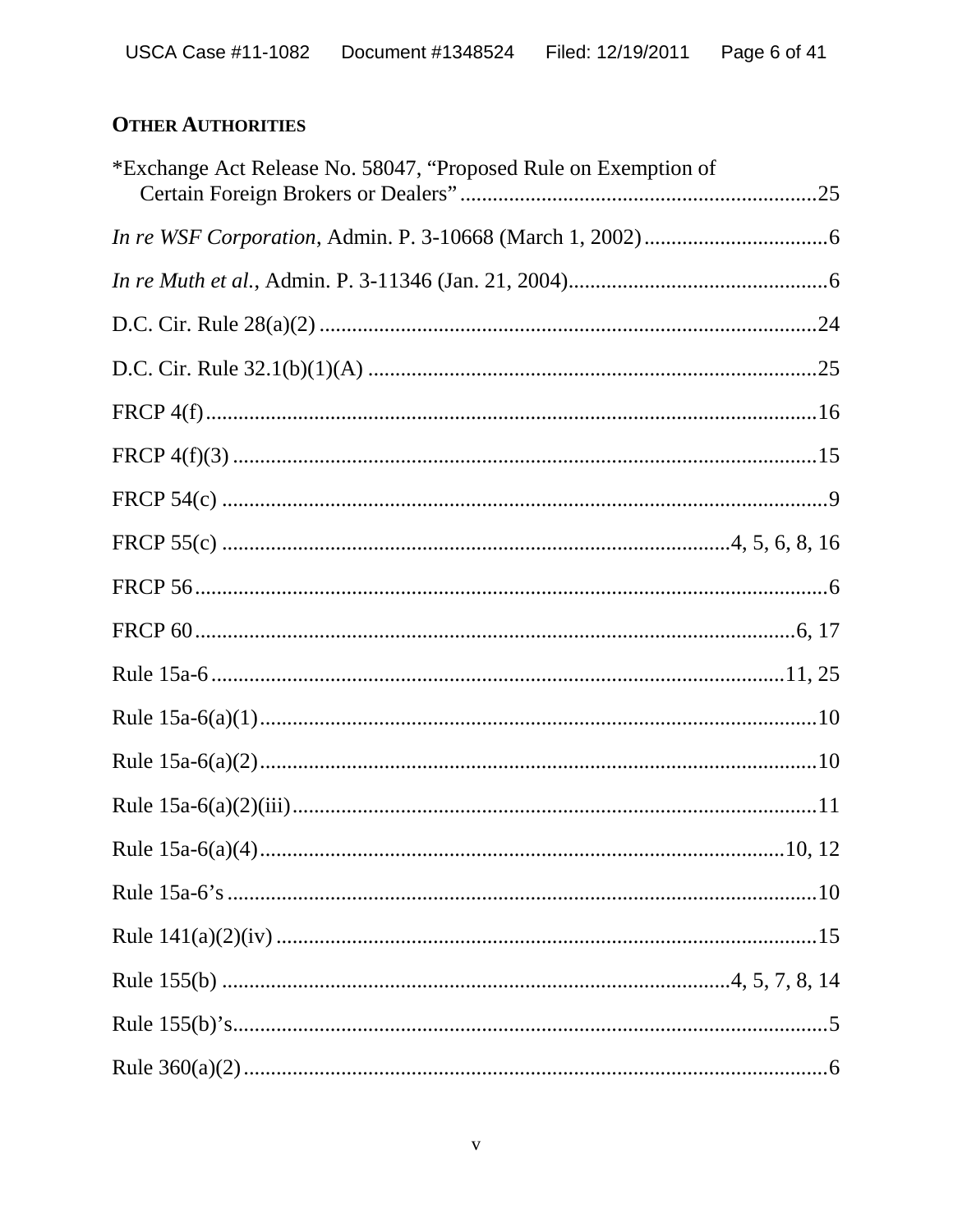**OTHER AUTHORITIES**

*Exchange Act Release No. 58047, "Proposed Rule on Exemption of Certain Foreign Brokers or Dealers" ................................................................25

*In re WSF Corporation*, Admin. P. 3-10668 (March 1, 2002) ..................................6

*In re Muth et al.*, Admin. P. 3-11346 (Jan. 21, 2004)................................................6

D.C. Cir. Rule 28(a)(2) ..........................................................................................24

D.C. Cir. Rule 32.1(b)(1)(A) .................................................................................25

FRCP 4(f)...............................................................................................................16

FRCP 4(f)(3) ..........................................................................................................15

FRCP 54(c) ..............................................................................................................9

FRCP 55(c) ............................................................................................4, 5, 6, 8, 16

FRCP 56...................................................................................................................6

FRCP 60...........................................................................................................6, 17

Rule 15a-6.........................................................................................................11, 25

Rule 15a-6(a)(1).....................................................................................................10

Rule 15a-6(a)(2).....................................................................................................10

Rule 15a-6(a)(2)(iii)................................................................................................11

Rule 15a-6(a)(4)................................................................................................10, 12

Rule 15a-6's ...........................................................................................................10

Rule 141(a)(2)(iv) ...................................................................................................15

Rule 155(b) ............................................................................................4, 5, 7, 8, 14

Rule 155(b)'s............................................................................................................5

Rule 360(a)(2) ..........................................................................................................6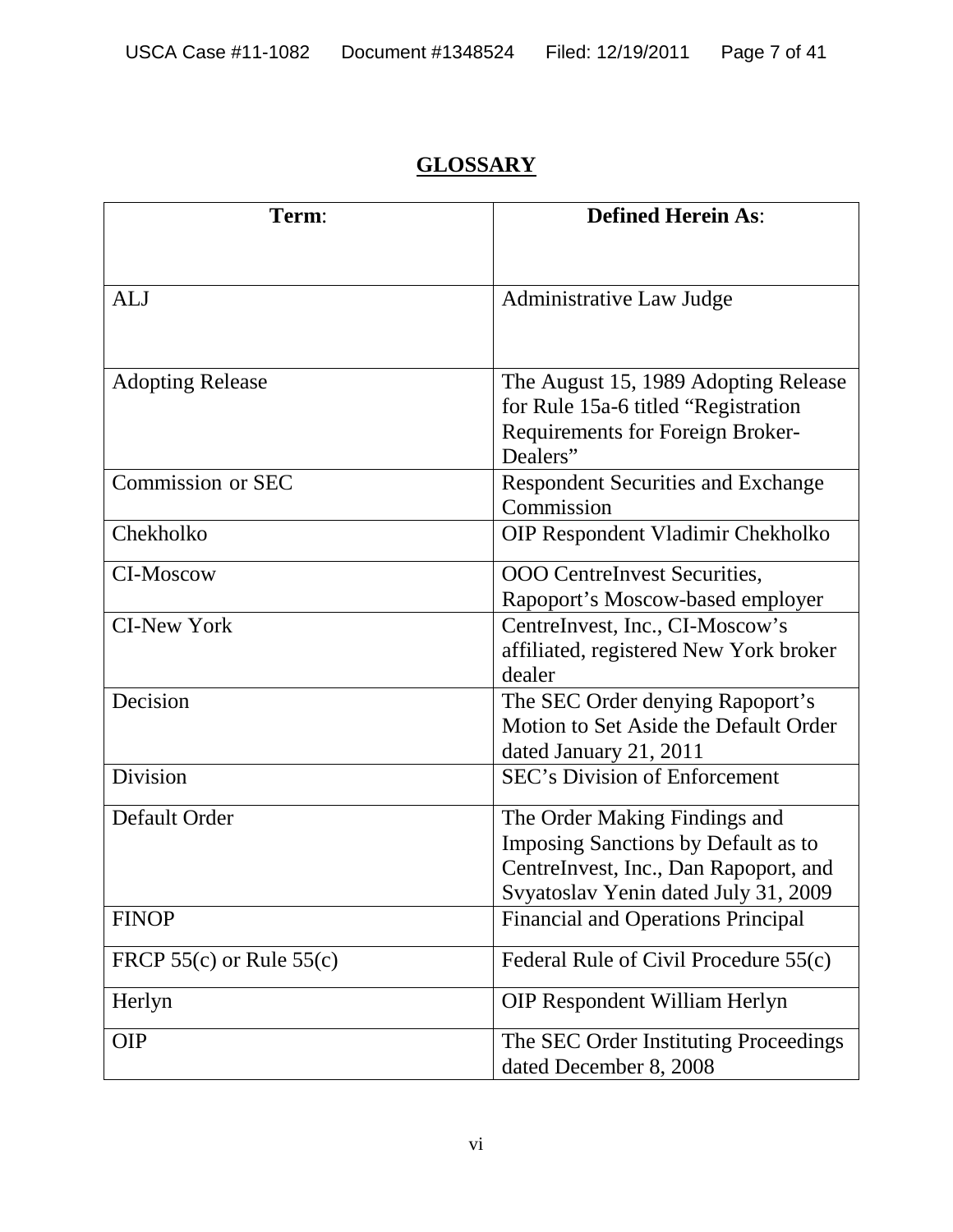## GLOSSARY

| **Term**: | **Defined Herein As**: |
|---|---|
| ALJ | Administrative Law Judge |
| Adopting Release | The August 15, 1989 Adopting Release for Rule 15a-6 titled "Registration Requirements for Foreign Broker-Dealers" |
| Commission or SEC | Respondent Securities and Exchange Commission |
| Chekholko | OIP Respondent Vladimir Chekholko |
| CI-Moscow | OOO CentreInvest Securities, Rapoport's Moscow-based employer |
| CI-New York | CentreInvest, Inc., CI-Moscow's affiliated, registered New York broker dealer |
| Decision | The SEC Order denying Rapoport's Motion to Set Aside the Default Order dated January 21, 2011 |
| Division | SEC's Division of Enforcement |
| Default Order | The Order Making Findings and Imposing Sanctions by Default as to CentreInvest, Inc., Dan Rapoport, and Svyatoslav Yenin dated July 31, 2009 |
| FINOP | Financial and Operations Principal |
| FRCP 55(c) or Rule 55(c) | Federal Rule of Civil Procedure 55(c) |
| Herlyn | OIP Respondent William Herlyn |
| OIP | The SEC Order Instituting Proceedings dated December 8, 2008 |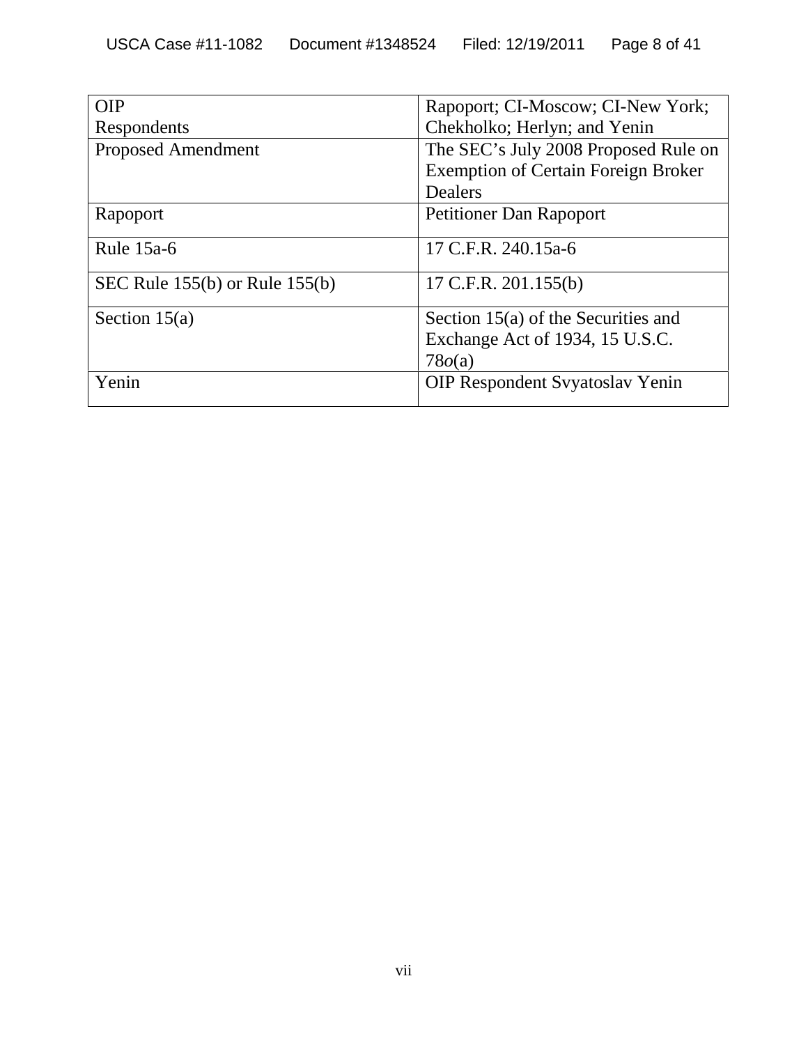| | |
|---|---|
| OIP Respondents | Rapoport; CI-Moscow; CI-New York; Chekholko; Herlyn; and Yenin |
| Proposed Amendment | The SEC's July 2008 Proposed Rule on Exemption of Certain Foreign Broker Dealers |
| Rapoport | Petitioner Dan Rapoport |
| Rule 15a-6 | 17 C.F.R. 240.15a-6 |
| SEC Rule 155(b) or Rule 155(b) | 17 C.F.R. 201.155(b) |
| Section 15(a) | Section 15(a) of the Securities and Exchange Act of 1934, 15 U.S.C. 78*o*(a) |
| Yenin | OIP Respondent Svyatoslav Yenin |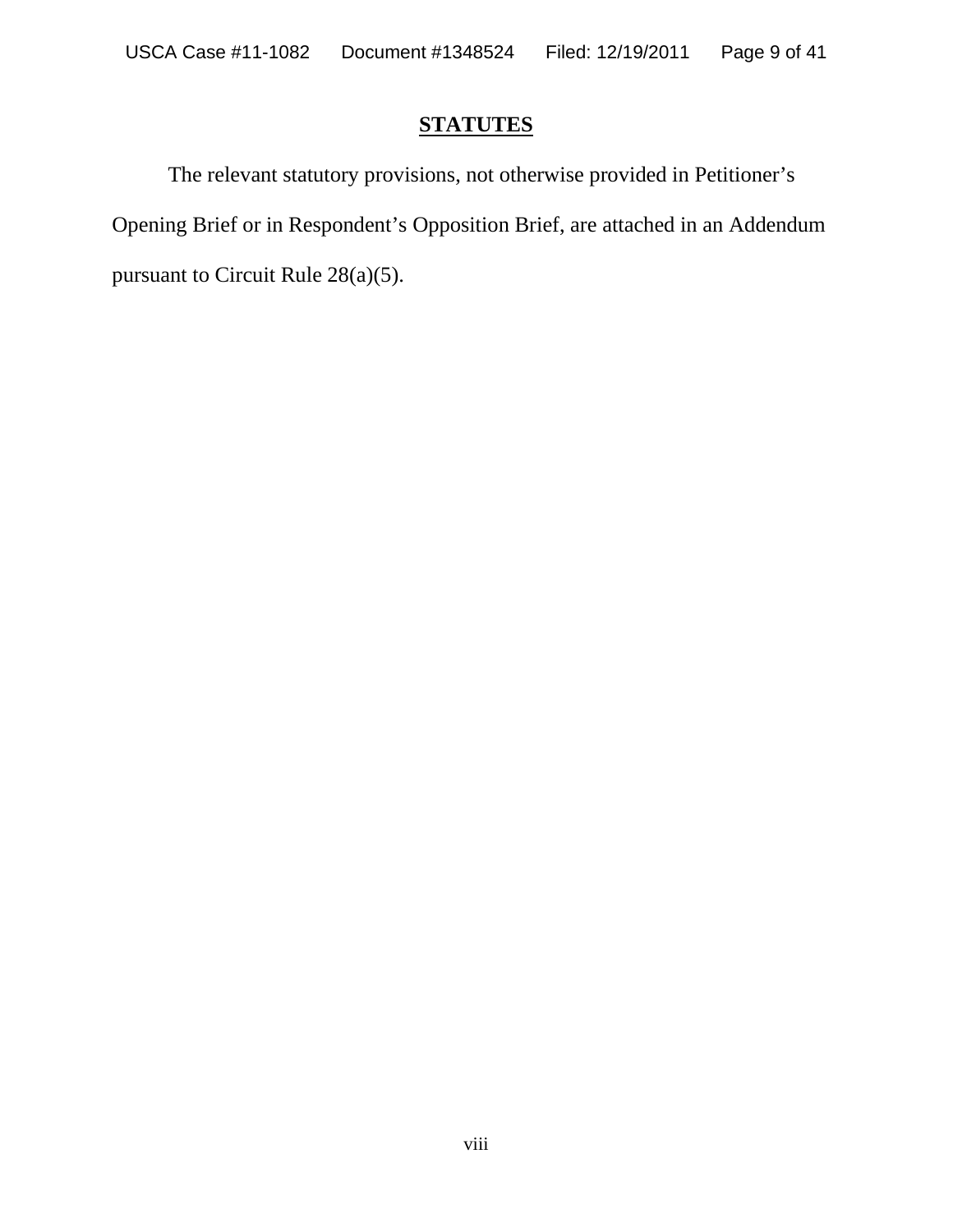## STATUTES

The relevant statutory provisions, not otherwise provided in Petitioner's Opening Brief or in Respondent's Opposition Brief, are attached in an Addendum pursuant to Circuit Rule 28(a)(5).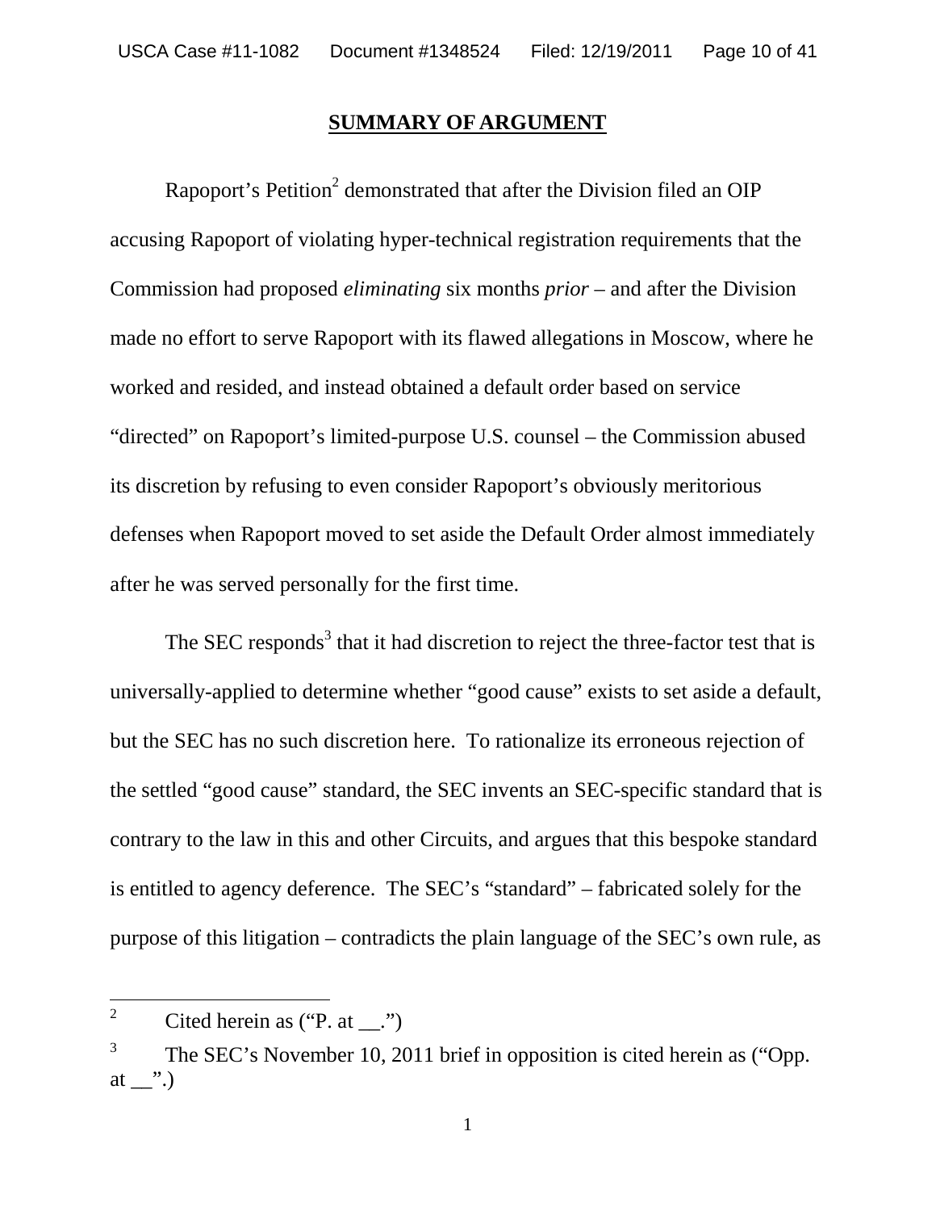## **SUMMARY OF ARGUMENT**

Rapoport's Petition[2] demonstrated that after the Division filed an OIP accusing Rapoport of violating hyper-technical registration requirements that the Commission had proposed *eliminating* six months *prior* – and after the Division made no effort to serve Rapoport with its flawed allegations in Moscow, where he worked and resided, and instead obtained a default order based on service "directed" on Rapoport's limited-purpose U.S. counsel – the Commission abused its discretion by refusing to even consider Rapoport's obviously meritorious defenses when Rapoport moved to set aside the Default Order almost immediately after he was served personally for the first time.

The SEC responds[3] that it had discretion to reject the three-factor test that is universally-applied to determine whether "good cause" exists to set aside a default, but the SEC has no such discretion here. To rationalize its erroneous rejection of the settled "good cause" standard, the SEC invents an SEC-specific standard that is contrary to the law in this and other Circuits, and argues that this bespoke standard is entitled to agency deference. The SEC's "standard" – fabricated solely for the purpose of this litigation – contradicts the plain language of the SEC's own rule, as

---

[2] Cited herein as ("P. at __.")

[3] The SEC's November 10, 2011 brief in opposition is cited herein as ("Opp. at __".)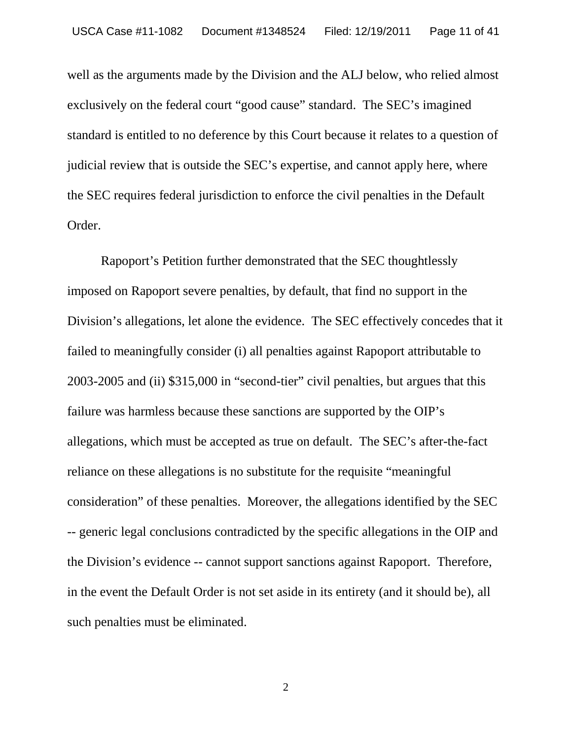well as the arguments made by the Division and the ALJ below, who relied almost exclusively on the federal court "good cause" standard. The SEC's imagined standard is entitled to no deference by this Court because it relates to a question of judicial review that is outside the SEC's expertise, and cannot apply here, where the SEC requires federal jurisdiction to enforce the civil penalties in the Default Order.

Rapoport's Petition further demonstrated that the SEC thoughtlessly imposed on Rapoport severe penalties, by default, that find no support in the Division's allegations, let alone the evidence. The SEC effectively concedes that it failed to meaningfully consider (i) all penalties against Rapoport attributable to 2003-2005 and (ii) $315,000 in "second-tier" civil penalties, but argues that this failure was harmless because these sanctions are supported by the OIP's allegations, which must be accepted as true on default. The SEC's after-the-fact reliance on these allegations is no substitute for the requisite "meaningful consideration" of these penalties. Moreover, the allegations identified by the SEC -- generic legal conclusions contradicted by the specific allegations in the OIP and the Division's evidence -- cannot support sanctions against Rapoport. Therefore, in the event the Default Order is not set aside in its entirety (and it should be), all such penalties must be eliminated.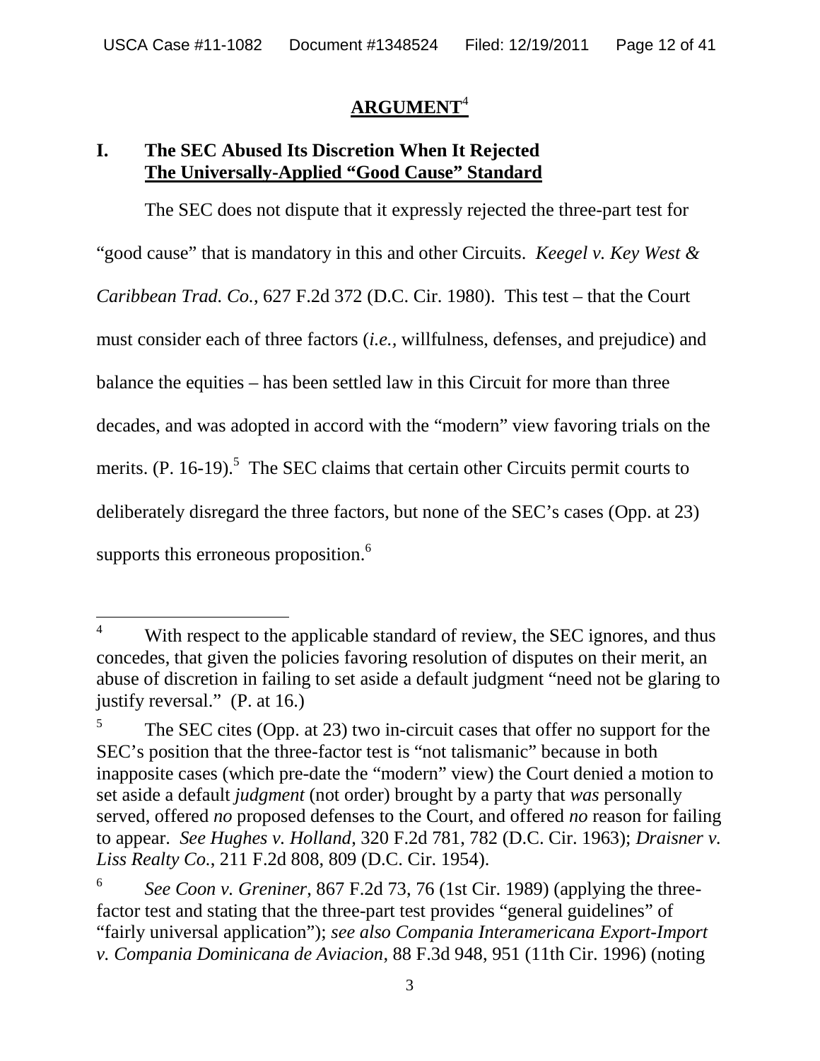## ARGUMENT[4]

### I. The SEC Abused Its Discretion When It Rejected The Universally-Applied "Good Cause" Standard

The SEC does not dispute that it expressly rejected the three-part test for "good cause" that is mandatory in this and other Circuits. *Keegel v. Key West & Caribbean Trad. Co.*, 627 F.2d 372 (D.C. Cir. 1980). This test – that the Court must consider each of three factors (*i.e.*, willfulness, defenses, and prejudice) and balance the equities – has been settled law in this Circuit for more than three decades, and was adopted in accord with the "modern" view favoring trials on the merits. (P. 16-19).[5] The SEC claims that certain other Circuits permit courts to deliberately disregard the three factors, but none of the SEC's cases (Opp. at 23) supports this erroneous proposition.[6]

---

[4] With respect to the applicable standard of review, the SEC ignores, and thus concedes, that given the policies favoring resolution of disputes on their merit, an abuse of discretion in failing to set aside a default judgment "need not be glaring to justify reversal." (P. at 16.)

[5] The SEC cites (Opp. at 23) two in-circuit cases that offer no support for the SEC's position that the three-factor test is "not talismanic" because in both inapposite cases (which pre-date the "modern" view) the Court denied a motion to set aside a default *judgment* (not order) brought by a party that *was* personally served, offered *no* proposed defenses to the Court, and offered *no* reason for failing to appear. *See Hughes v. Holland*, 320 F.2d 781, 782 (D.C. Cir. 1963); *Draisner v. Liss Realty Co.*, 211 F.2d 808, 809 (D.C. Cir. 1954).

[6] *See Coon v. Greniner*, 867 F.2d 73, 76 (1st Cir. 1989) (applying the three-factor test and stating that the three-part test provides "general guidelines" of "fairly universal application"); *see also Compania Interamericana Export-Import v. Compania Dominicana de Aviacion*, 88 F.3d 948, 951 (11th Cir. 1996) (noting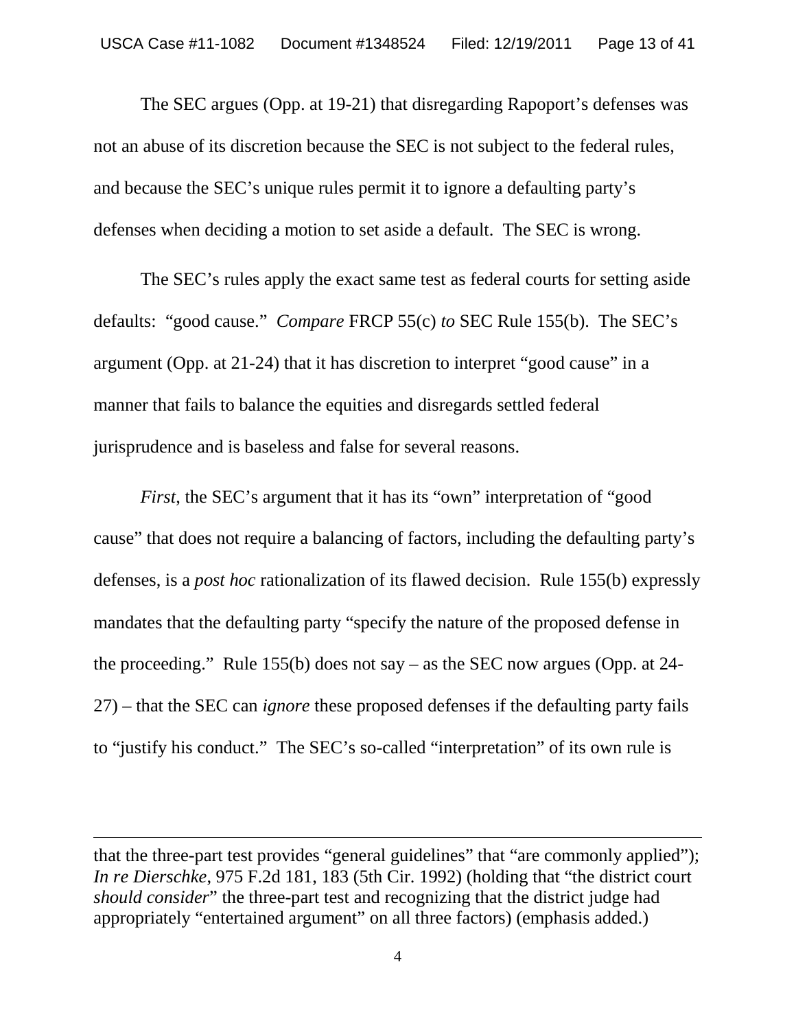The SEC argues (Opp. at 19-21) that disregarding Rapoport's defenses was not an abuse of its discretion because the SEC is not subject to the federal rules, and because the SEC's unique rules permit it to ignore a defaulting party's defenses when deciding a motion to set aside a default. The SEC is wrong.

The SEC's rules apply the exact same test as federal courts for setting aside defaults: "good cause." *Compare* FRCP 55(c) *to* SEC Rule 155(b). The SEC's argument (Opp. at 21-24) that it has discretion to interpret "good cause" in a manner that fails to balance the equities and disregards settled federal jurisprudence and is baseless and false for several reasons.

*First*, the SEC's argument that it has its "own" interpretation of "good cause" that does not require a balancing of factors, including the defaulting party's defenses, is a *post hoc* rationalization of its flawed decision. Rule 155(b) expressly mandates that the defaulting party "specify the nature of the proposed defense in the proceeding." Rule 155(b) does not say – as the SEC now argues (Opp. at 24-27) – that the SEC can *ignore* these proposed defenses if the defaulting party fails to "justify his conduct." The SEC's so-called "interpretation" of its own rule is

---

that the three-part test provides "general guidelines" that "are commonly applied"); *In re Dierschke*, 975 F.2d 181, 183 (5th Cir. 1992) (holding that "the district court *should consider*" the three-part test and recognizing that the district judge had appropriately "entertained argument" on all three factors) (emphasis added.)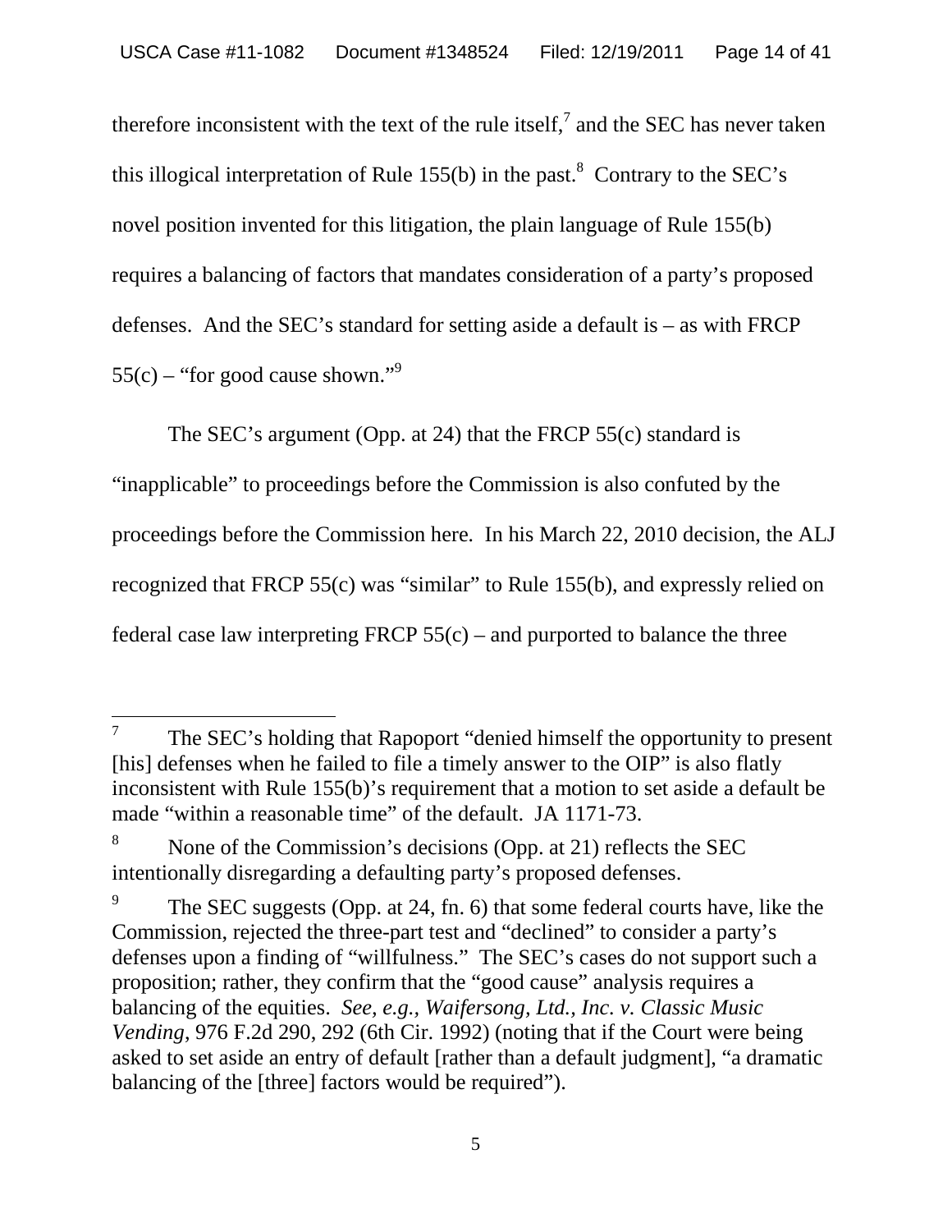therefore inconsistent with the text of the rule itself,[7] and the SEC has never taken this illogical interpretation of Rule 155(b) in the past.[8] Contrary to the SEC's novel position invented for this litigation, the plain language of Rule 155(b) requires a balancing of factors that mandates consideration of a party's proposed defenses. And the SEC's standard for setting aside a default is – as with FRCP 55(c) – "for good cause shown."[9]

The SEC's argument (Opp. at 24) that the FRCP 55(c) standard is "inapplicable" to proceedings before the Commission is also confuted by the proceedings before the Commission here. In his March 22, 2010 decision, the ALJ recognized that FRCP 55(c) was "similar" to Rule 155(b), and expressly relied on federal case law interpreting FRCP 55(c) – and purported to balance the three

---

[7] The SEC's holding that Rapoport "denied himself the opportunity to present [his] defenses when he failed to file a timely answer to the OIP" is also flatly inconsistent with Rule 155(b)'s requirement that a motion to set aside a default be made "within a reasonable time" of the default. JA 1171-73.

[8] None of the Commission's decisions (Opp. at 21) reflects the SEC intentionally disregarding a defaulting party's proposed defenses.

[9] The SEC suggests (Opp. at 24, fn. 6) that some federal courts have, like the Commission, rejected the three-part test and "declined" to consider a party's defenses upon a finding of "willfulness." The SEC's cases do not support such a proposition; rather, they confirm that the "good cause" analysis requires a balancing of the equities. *See, e.g.*, *Waifersong, Ltd., Inc. v. Classic Music Vending*, 976 F.2d 290, 292 (6th Cir. 1992) (noting that if the Court were being asked to set aside an entry of default [rather than a default judgment], "a dramatic balancing of the [three] factors would be required").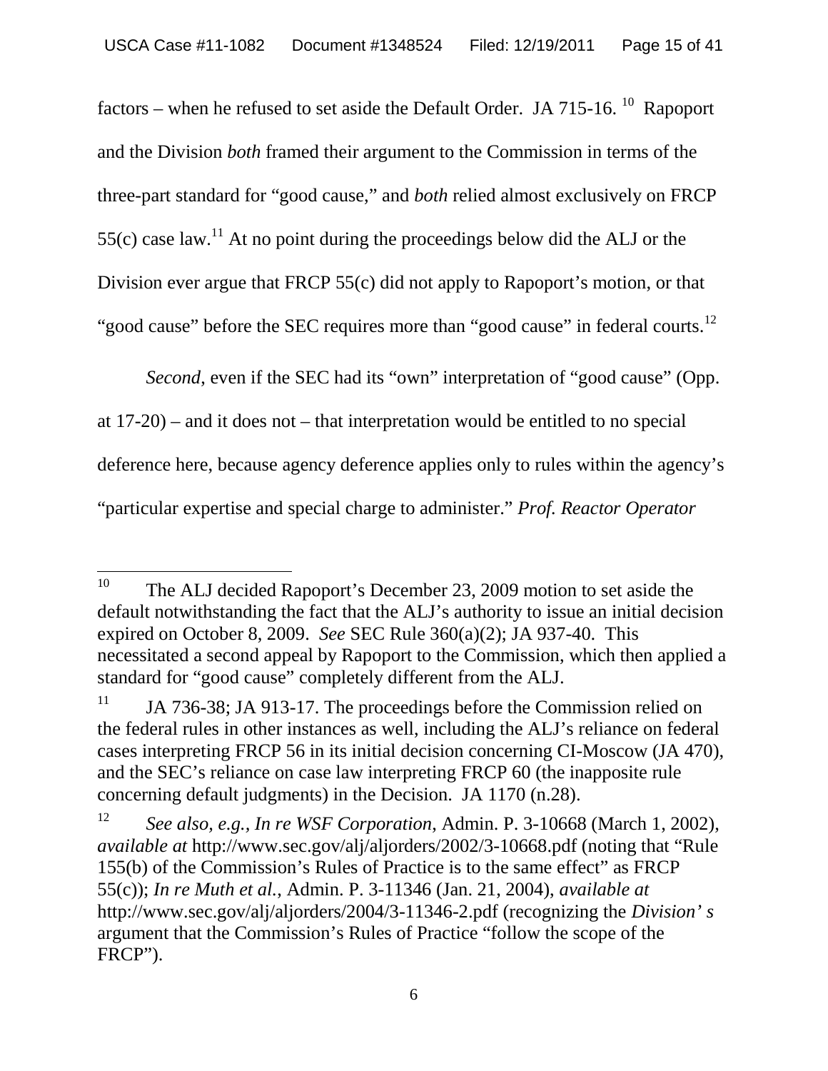factors – when he refused to set aside the Default Order. JA 715-16.[10] Rapoport and the Division *both* framed their argument to the Commission in terms of the three-part standard for "good cause," and *both* relied almost exclusively on FRCP 55(c) case law.[11] At no point during the proceedings below did the ALJ or the Division ever argue that FRCP 55(c) did not apply to Rapoport's motion, or that "good cause" before the SEC requires more than "good cause" in federal courts.[12]

*Second*, even if the SEC had its "own" interpretation of "good cause" (Opp. at 17-20) – and it does not – that interpretation would be entitled to no special deference here, because agency deference applies only to rules within the agency's "particular expertise and special charge to administer." *Prof. Reactor Operator*

---

[10] The ALJ decided Rapoport's December 23, 2009 motion to set aside the default notwithstanding the fact that the ALJ's authority to issue an initial decision expired on October 8, 2009. *See* SEC Rule 360(a)(2); JA 937-40. This necessitated a second appeal by Rapoport to the Commission, which then applied a standard for "good cause" completely different from the ALJ.

[11] JA 736-38; JA 913-17. The proceedings before the Commission relied on the federal rules in other instances as well, including the ALJ's reliance on federal cases interpreting FRCP 56 in its initial decision concerning CI-Moscow (JA 470), and the SEC's reliance on case law interpreting FRCP 60 (the inapposite rule concerning default judgments) in the Decision. JA 1170 (n.28).

[12] *See also, e.g., In re WSF Corporation,* Admin. P. 3-10668 (March 1, 2002), *available at* http://www.sec.gov/alj/aljorders/2002/3-10668.pdf (noting that "Rule 155(b) of the Commission's Rules of Practice is to the same effect" as FRCP 55(c)); *In re Muth et al.,* Admin. P. 3-11346 (Jan. 21, 2004), *available at* http://www.sec.gov/alj/aljorders/2004/3-11346-2.pdf (recognizing the *Division' s* argument that the Commission's Rules of Practice "follow the scope of the FRCP").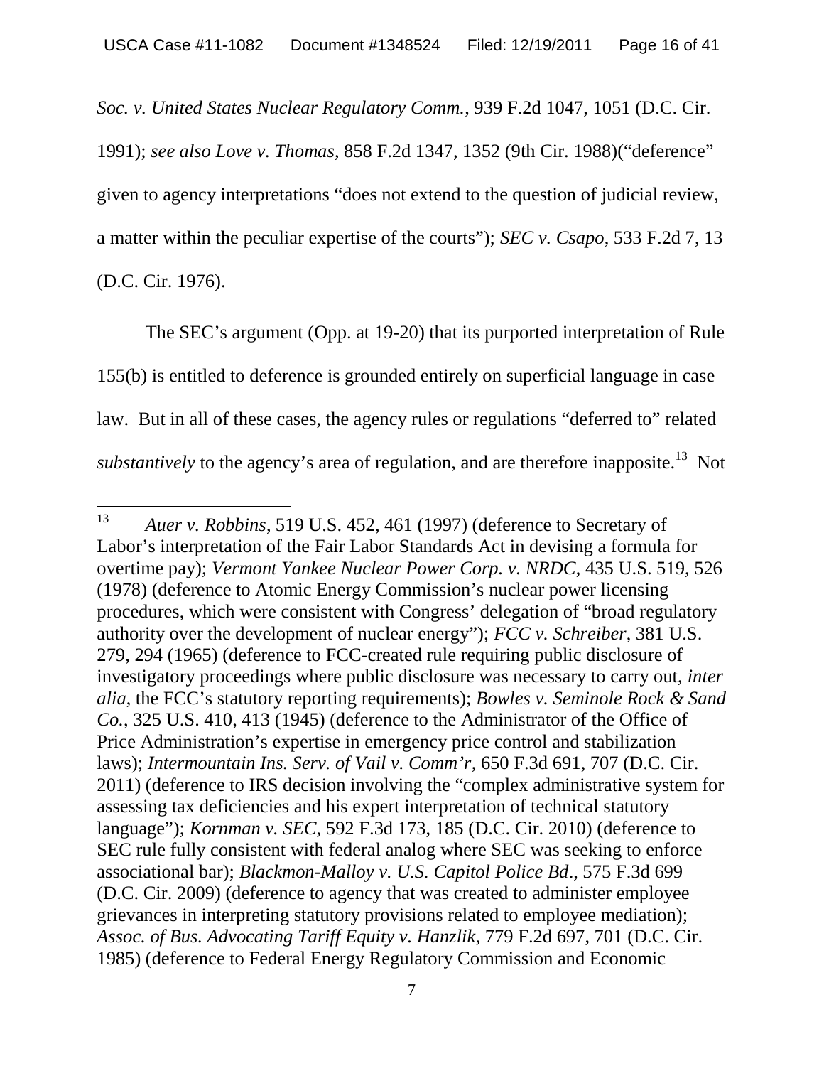*Soc. v. United States Nuclear Regulatory Comm.*, 939 F.2d 1047, 1051 (D.C. Cir. 1991); *see also Love v. Thomas*, 858 F.2d 1347, 1352 (9th Cir. 1988)("deference" given to agency interpretations "does not extend to the question of judicial review, a matter within the peculiar expertise of the courts"); *SEC v. Csapo*, 533 F.2d 7, 13 (D.C. Cir. 1976).

The SEC's argument (Opp. at 19-20) that its purported interpretation of Rule 155(b) is entitled to deference is grounded entirely on superficial language in case law. But in all of these cases, the agency rules or regulations "deferred to" related *substantively* to the agency's area of regulation, and are therefore inapposite.[13] Not

---

[13] *Auer v. Robbins*, 519 U.S. 452, 461 (1997) (deference to Secretary of Labor's interpretation of the Fair Labor Standards Act in devising a formula for overtime pay); *Vermont Yankee Nuclear Power Corp. v. NRDC*, 435 U.S. 519, 526 (1978) (deference to Atomic Energy Commission's nuclear power licensing procedures, which were consistent with Congress' delegation of "broad regulatory authority over the development of nuclear energy"); *FCC v. Schreiber*, 381 U.S. 279, 294 (1965) (deference to FCC-created rule requiring public disclosure of investigatory proceedings where public disclosure was necessary to carry out, *inter alia*, the FCC's statutory reporting requirements); *Bowles v. Seminole Rock & Sand Co.*, 325 U.S. 410, 413 (1945) (deference to the Administrator of the Office of Price Administration's expertise in emergency price control and stabilization laws); *Intermountain Ins. Serv. of Vail v. Comm'r*, 650 F.3d 691, 707 (D.C. Cir. 2011) (deference to IRS decision involving the "complex administrative system for assessing tax deficiencies and his expert interpretation of technical statutory language"); *Kornman v. SEC*, 592 F.3d 173, 185 (D.C. Cir. 2010) (deference to SEC rule fully consistent with federal analog where SEC was seeking to enforce associational bar); *Blackmon-Malloy v. U.S. Capitol Police Bd*., 575 F.3d 699 (D.C. Cir. 2009) (deference to agency that was created to administer employee grievances in interpreting statutory provisions related to employee mediation); *Assoc. of Bus. Advocating Tariff Equity v. Hanzlik*, 779 F.2d 697, 701 (D.C. Cir. 1985) (deference to Federal Energy Regulatory Commission and Economic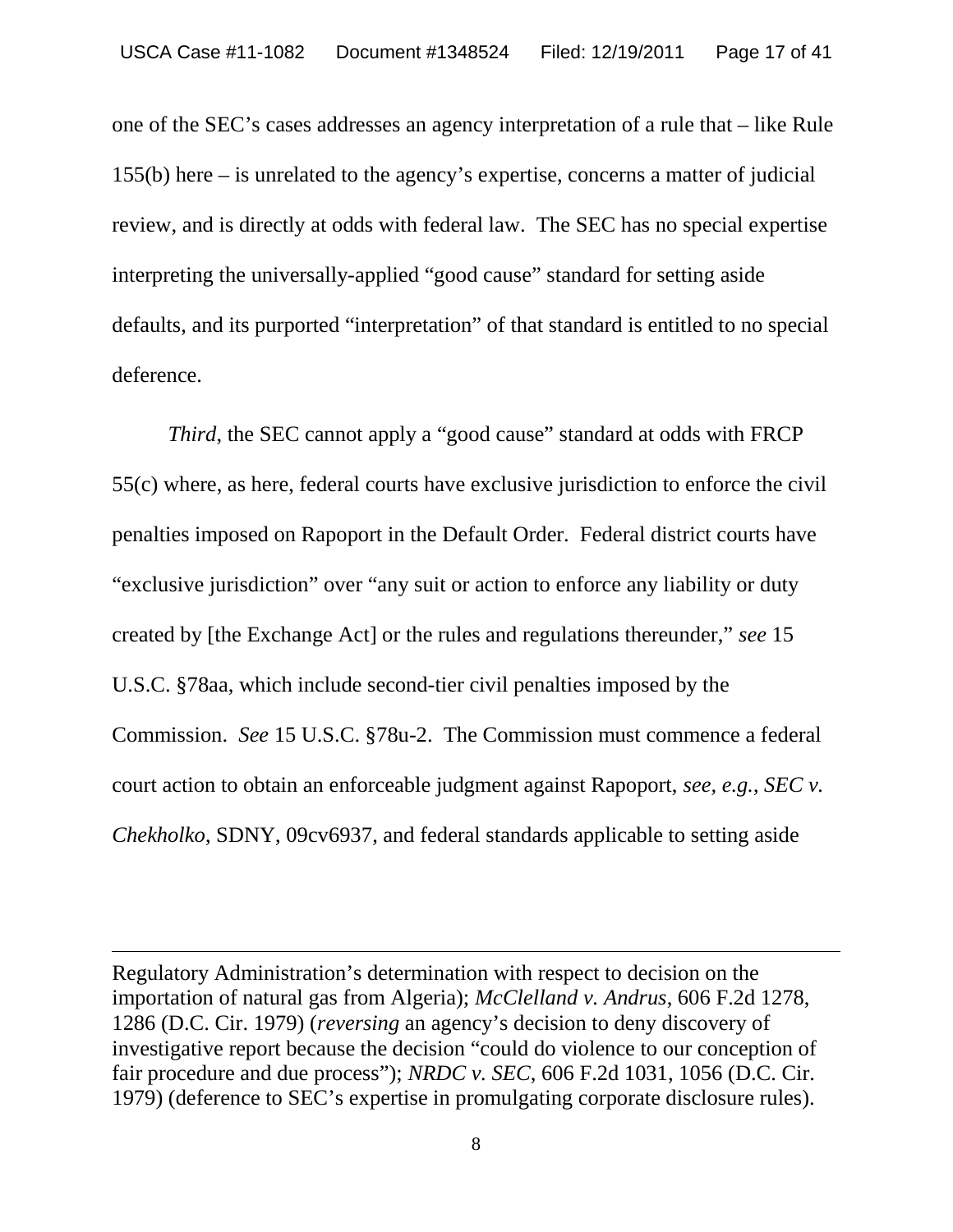one of the SEC's cases addresses an agency interpretation of a rule that – like Rule 155(b) here – is unrelated to the agency's expertise, concerns a matter of judicial review, and is directly at odds with federal law. The SEC has no special expertise interpreting the universally-applied "good cause" standard for setting aside defaults, and its purported "interpretation" of that standard is entitled to no special deference.

*Third*, the SEC cannot apply a "good cause" standard at odds with FRCP 55(c) where, as here, federal courts have exclusive jurisdiction to enforce the civil penalties imposed on Rapoport in the Default Order. Federal district courts have "exclusive jurisdiction" over "any suit or action to enforce any liability or duty created by [the Exchange Act] or the rules and regulations thereunder," *see* 15 U.S.C. §78aa, which include second-tier civil penalties imposed by the Commission. *See* 15 U.S.C. §78u-2. The Commission must commence a federal court action to obtain an enforceable judgment against Rapoport, *see, e.g.*, *SEC v. Chekholko*, SDNY, 09cv6937, and federal standards applicable to setting aside

---

Regulatory Administration's determination with respect to decision on the importation of natural gas from Algeria); *McClelland v. Andrus*, 606 F.2d 1278, 1286 (D.C. Cir. 1979) (*reversing* an agency's decision to deny discovery of investigative report because the decision "could do violence to our conception of fair procedure and due process"); *NRDC v. SEC*, 606 F.2d 1031, 1056 (D.C. Cir. 1979) (deference to SEC's expertise in promulgating corporate disclosure rules).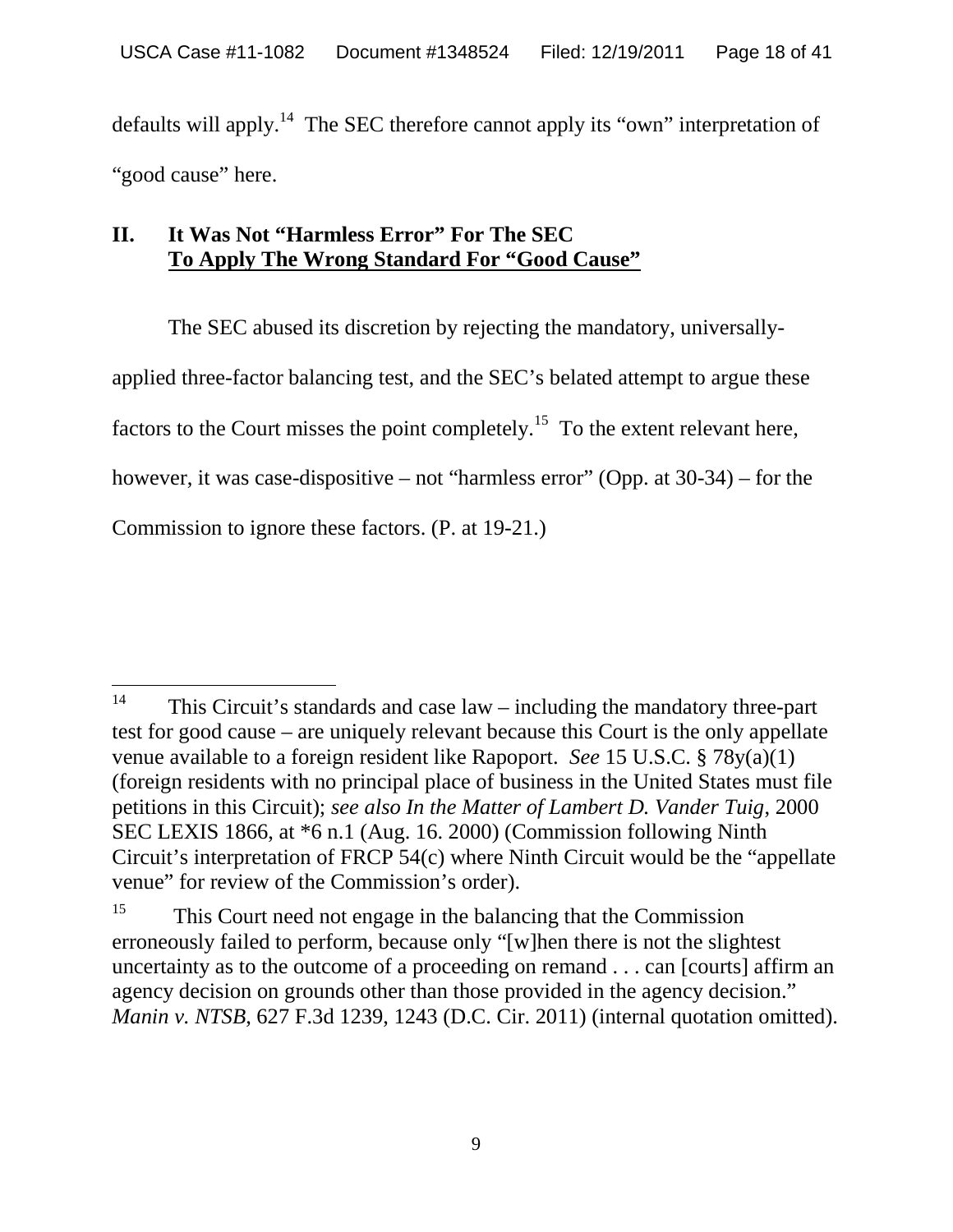defaults will apply.[14] The SEC therefore cannot apply its "own" interpretation of "good cause" here.

## II. It Was Not "Harmless Error" For The SEC To Apply The Wrong Standard For "Good Cause"

The SEC abused its discretion by rejecting the mandatory, universally-applied three-factor balancing test, and the SEC's belated attempt to argue these factors to the Court misses the point completely.[15] To the extent relevant here, however, it was case-dispositive – not "harmless error" (Opp. at 30-34) – for the Commission to ignore these factors. (P. at 19-21.)

---

[14] This Circuit's standards and case law – including the mandatory three-part test for good cause – are uniquely relevant because this Court is the only appellate venue available to a foreign resident like Rapoport. *See* 15 U.S.C. § 78y(a)(1) (foreign residents with no principal place of business in the United States must file petitions in this Circuit); *see also In the Matter of Lambert D. Vander Tuig*, 2000 SEC LEXIS 1866, at *6 n.1 (Aug. 16. 2000) (Commission following Ninth Circuit's interpretation of FRCP 54(c) where Ninth Circuit would be the "appellate venue" for review of the Commission's order).

[15] This Court need not engage in the balancing that the Commission erroneously failed to perform, because only "[w]hen there is not the slightest uncertainty as to the outcome of a proceeding on remand . . . can [courts] affirm an agency decision on grounds other than those provided in the agency decision." *Manin v. NTSB*, 627 F.3d 1239, 1243 (D.C. Cir. 2011) (internal quotation omitted).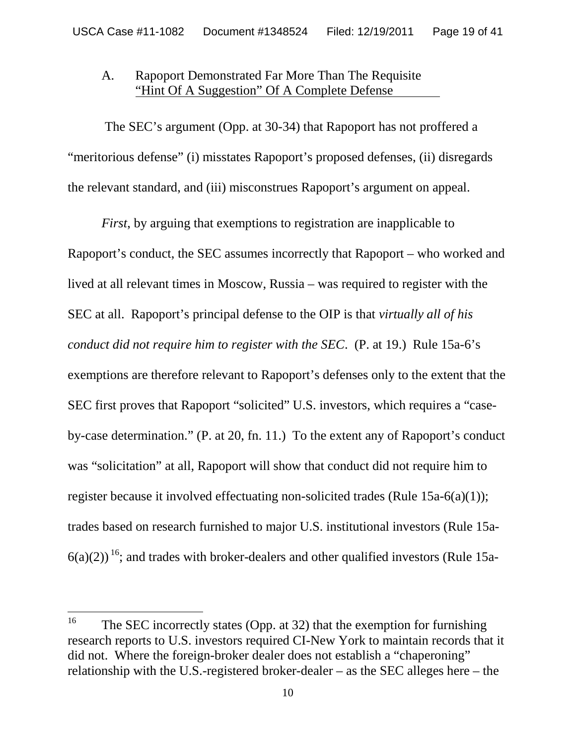### A. Rapoport Demonstrated Far More Than The Requisite "Hint Of A Suggestion" Of A Complete Defense

The SEC's argument (Opp. at 30-34) that Rapoport has not proffered a "meritorious defense" (i) misstates Rapoport's proposed defenses, (ii) disregards the relevant standard, and (iii) misconstrues Rapoport's argument on appeal.

*First*, by arguing that exemptions to registration are inapplicable to Rapoport's conduct, the SEC assumes incorrectly that Rapoport – who worked and lived at all relevant times in Moscow, Russia – was required to register with the SEC at all. Rapoport's principal defense to the OIP is that *virtually all of his conduct did not require him to register with the SEC*. (P. at 19.) Rule 15a-6's exemptions are therefore relevant to Rapoport's defenses only to the extent that the SEC first proves that Rapoport "solicited" U.S. investors, which requires a "case-by-case determination." (P. at 20, fn. 11.) To the extent any of Rapoport's conduct was "solicitation" at all, Rapoport will show that conduct did not require him to register because it involved effectuating non-solicited trades (Rule 15a-6(a)(1)); trades based on research furnished to major U.S. institutional investors (Rule 15a-6(a)(2))[16]; and trades with broker-dealers and other qualified investors (Rule 15a-

[16] The SEC incorrectly states (Opp. at 32) that the exemption for furnishing research reports to U.S. investors required CI-New York to maintain records that it did not. Where the foreign-broker dealer does not establish a "chaperoning" relationship with the U.S.-registered broker-dealer – as the SEC alleges here – the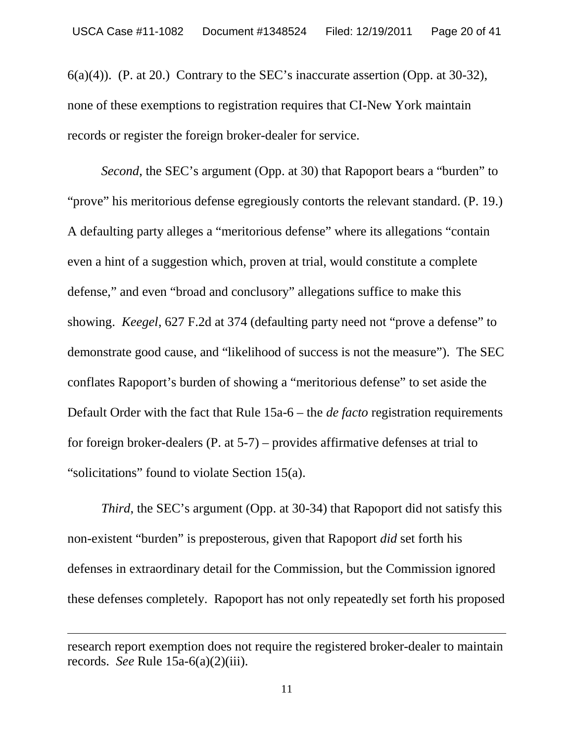6(a)(4)). (P. at 20.) Contrary to the SEC's inaccurate assertion (Opp. at 30-32), none of these exemptions to registration requires that CI-New York maintain records or register the foreign broker-dealer for service.

*Second*, the SEC's argument (Opp. at 30) that Rapoport bears a "burden" to "prove" his meritorious defense egregiously contorts the relevant standard. (P. 19.) A defaulting party alleges a "meritorious defense" where its allegations "contain even a hint of a suggestion which, proven at trial, would constitute a complete defense," and even "broad and conclusory" allegations suffice to make this showing. *Keegel*, 627 F.2d at 374 (defaulting party need not "prove a defense" to demonstrate good cause, and "likelihood of success is not the measure"). The SEC conflates Rapoport's burden of showing a "meritorious defense" to set aside the Default Order with the fact that Rule 15a-6 – the *de facto* registration requirements for foreign broker-dealers (P. at 5-7) – provides affirmative defenses at trial to "solicitations" found to violate Section 15(a).

*Third*, the SEC's argument (Opp. at 30-34) that Rapoport did not satisfy this non-existent "burden" is preposterous, given that Rapoport *did* set forth his defenses in extraordinary detail for the Commission, but the Commission ignored these defenses completely. Rapoport has not only repeatedly set forth his proposed

---

research report exemption does not require the registered broker-dealer to maintain records. *See* Rule 15a-6(a)(2)(iii).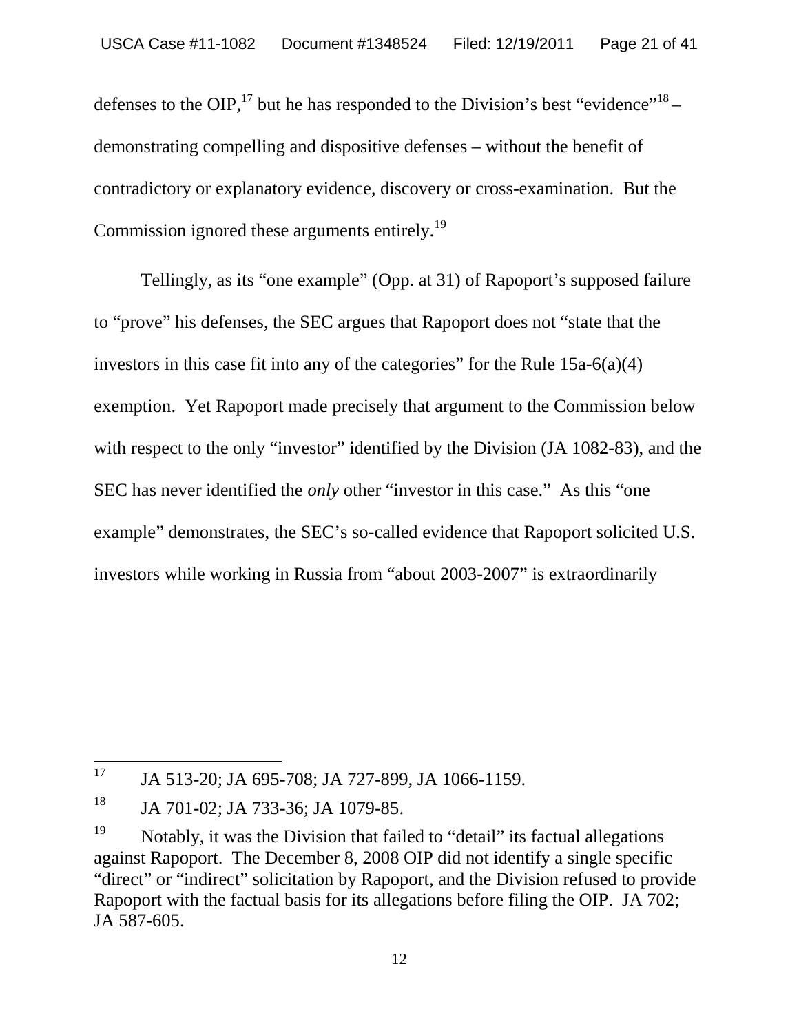defenses to the OIP,[17] but he has responded to the Division's best "evidence"[18] – demonstrating compelling and dispositive defenses – without the benefit of contradictory or explanatory evidence, discovery or cross-examination. But the Commission ignored these arguments entirely.[19]

Tellingly, as its "one example" (Opp. at 31) of Rapoport's supposed failure to "prove" his defenses, the SEC argues that Rapoport does not "state that the investors in this case fit into any of the categories" for the Rule 15a-6(a)(4) exemption. Yet Rapoport made precisely that argument to the Commission below with respect to the only "investor" identified by the Division (JA 1082-83), and the SEC has never identified the *only* other "investor in this case." As this "one example" demonstrates, the SEC's so-called evidence that Rapoport solicited U.S. investors while working in Russia from "about 2003-2007" is extraordinarily

---

[17] JA 513-20; JA 695-708; JA 727-899, JA 1066-1159.

[18] JA 701-02; JA 733-36; JA 1079-85.

[19] Notably, it was the Division that failed to "detail" its factual allegations against Rapoport. The December 8, 2008 OIP did not identify a single specific "direct" or "indirect" solicitation by Rapoport, and the Division refused to provide Rapoport with the factual basis for its allegations before filing the OIP. JA 702; JA 587-605.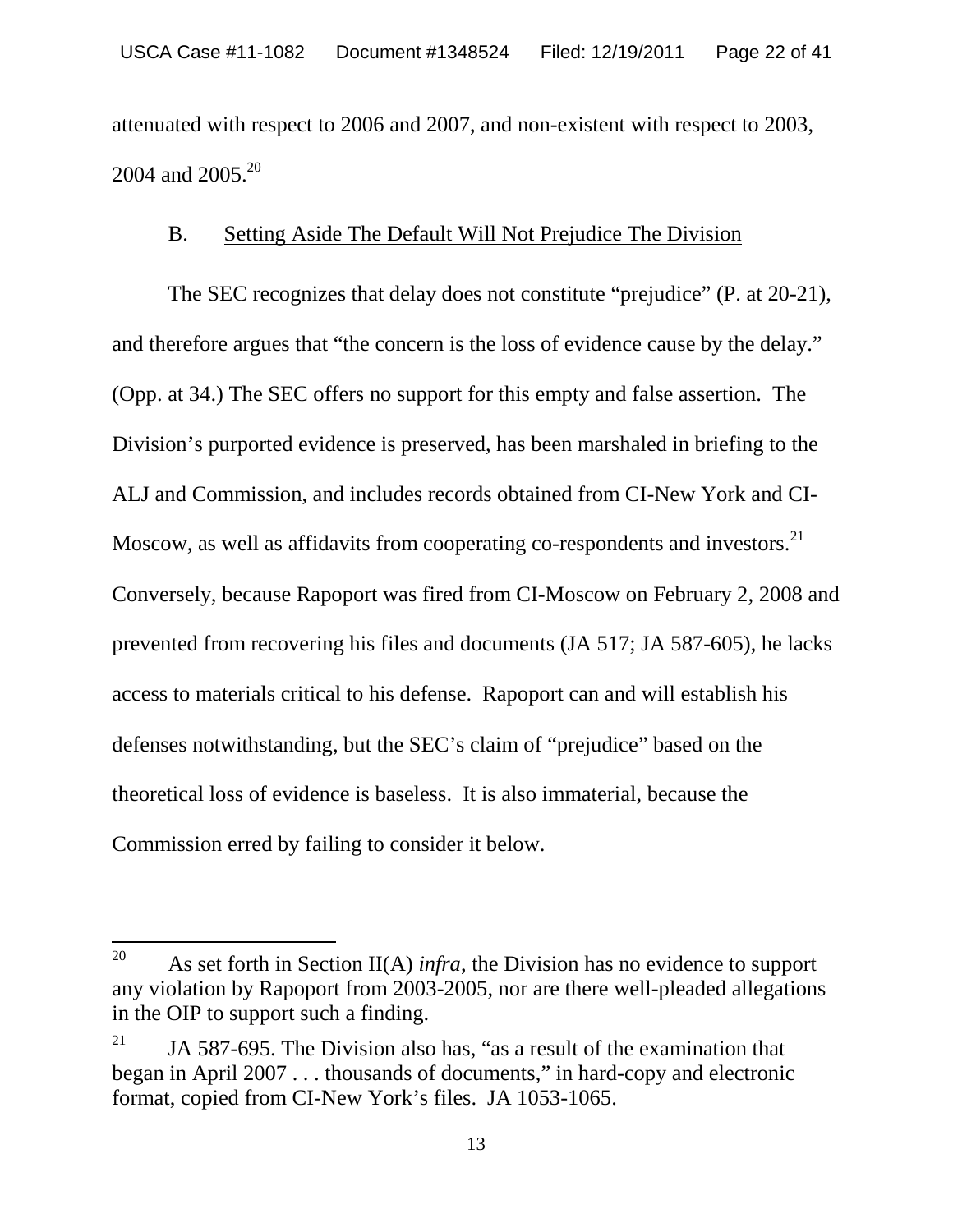attenuated with respect to 2006 and 2007, and non-existent with respect to 2003, 2004 and 2005.[20]

B. Setting Aside The Default Will Not Prejudice The Division

The SEC recognizes that delay does not constitute "prejudice" (P. at 20-21), and therefore argues that "the concern is the loss of evidence cause by the delay." (Opp. at 34.) The SEC offers no support for this empty and false assertion. The Division's purported evidence is preserved, has been marshaled in briefing to the ALJ and Commission, and includes records obtained from CI-New York and CI-Moscow, as well as affidavits from cooperating co-respondents and investors.[21] Conversely, because Rapoport was fired from CI-Moscow on February 2, 2008 and prevented from recovering his files and documents (JA 517; JA 587-605), he lacks access to materials critical to his defense. Rapoport can and will establish his defenses notwithstanding, but the SEC's claim of "prejudice" based on the theoretical loss of evidence is baseless. It is also immaterial, because the Commission erred by failing to consider it below.

---

[20] As set forth in Section II(A) *infra*, the Division has no evidence to support any violation by Rapoport from 2003-2005, nor are there well-pleaded allegations in the OIP to support such a finding.

[21] JA 587-695. The Division also has, "as a result of the examination that began in April 2007 . . . thousands of documents," in hard-copy and electronic format, copied from CI-New York's files. JA 1053-1065.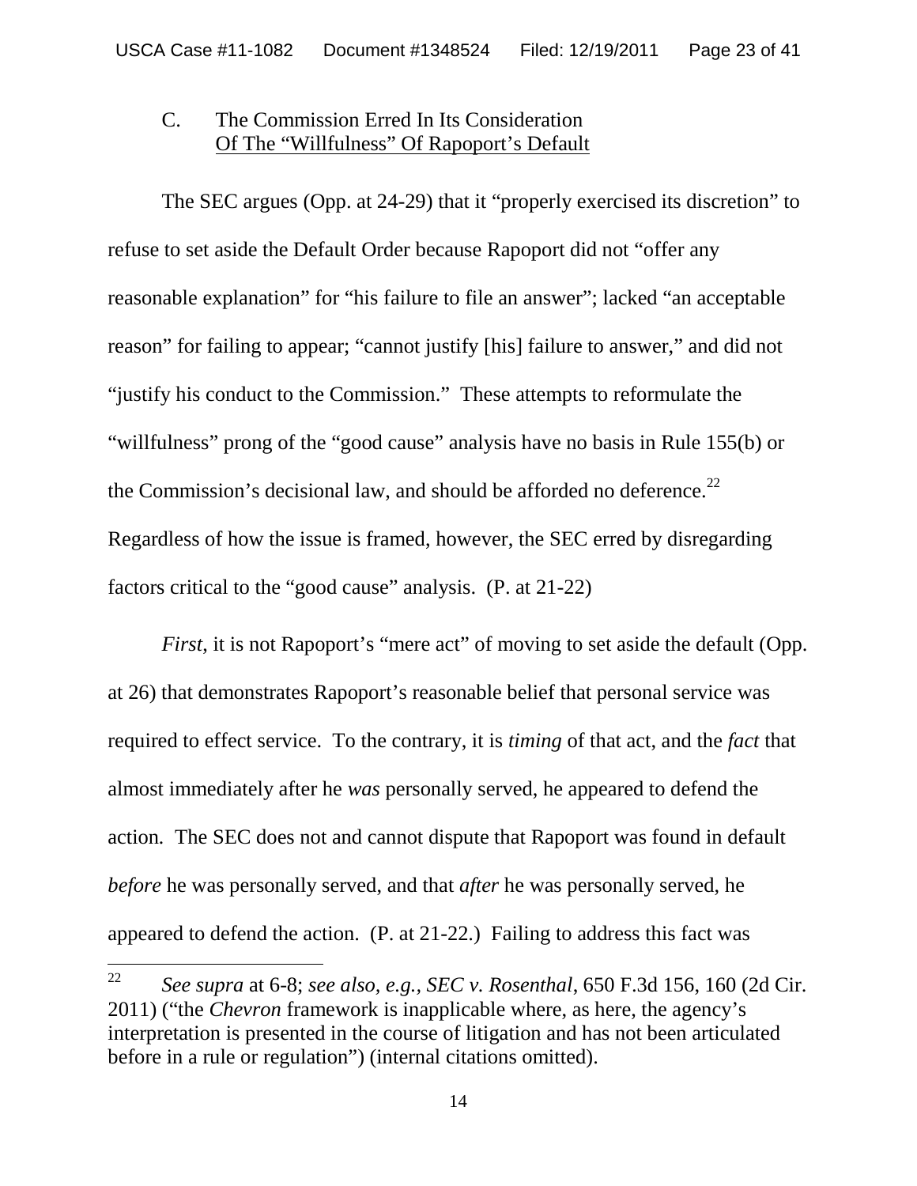### C. The Commission Erred In Its Consideration Of The "Willfulness" Of Rapoport's Default

The SEC argues (Opp. at 24-29) that it "properly exercised its discretion" to refuse to set aside the Default Order because Rapoport did not "offer any reasonable explanation" for "his failure to file an answer"; lacked "an acceptable reason" for failing to appear; "cannot justify [his] failure to answer," and did not "justify his conduct to the Commission." These attempts to reformulate the "willfulness" prong of the "good cause" analysis have no basis in Rule 155(b) or the Commission's decisional law, and should be afforded no deference.[22] Regardless of how the issue is framed, however, the SEC erred by disregarding factors critical to the "good cause" analysis. (P. at 21-22)

*First*, it is not Rapoport's "mere act" of moving to set aside the default (Opp. at 26) that demonstrates Rapoport's reasonable belief that personal service was required to effect service. To the contrary, it is *timing* of that act, and the *fact* that almost immediately after he *was* personally served, he appeared to defend the action. The SEC does not and cannot dispute that Rapoport was found in default *before* he was personally served, and that *after* he was personally served, he appeared to defend the action. (P. at 21-22.) Failing to address this fact was

---

[22] *See supra* at 6-8; *see also, e.g.*, *SEC v. Rosenthal*, 650 F.3d 156, 160 (2d Cir. 2011) ("the *Chevron* framework is inapplicable where, as here, the agency's interpretation is presented in the course of litigation and has not been articulated before in a rule or regulation") (internal citations omitted).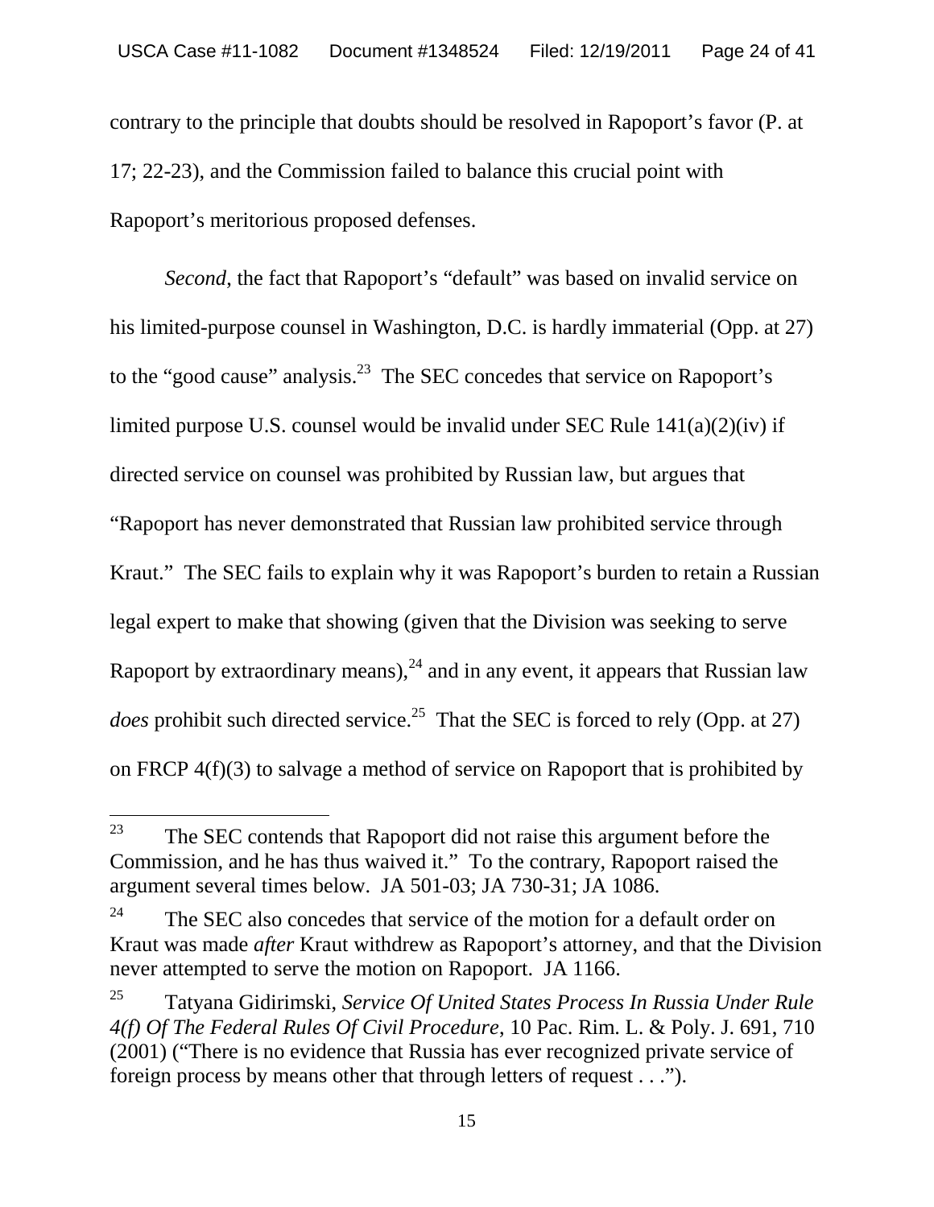contrary to the principle that doubts should be resolved in Rapoport's favor (P. at 17; 22-23), and the Commission failed to balance this crucial point with Rapoport's meritorious proposed defenses.

*Second*, the fact that Rapoport's "default" was based on invalid service on his limited-purpose counsel in Washington, D.C. is hardly immaterial (Opp. at 27) to the "good cause" analysis.[23] The SEC concedes that service on Rapoport's limited purpose U.S. counsel would be invalid under SEC Rule 141(a)(2)(iv) if directed service on counsel was prohibited by Russian law, but argues that "Rapoport has never demonstrated that Russian law prohibited service through Kraut." The SEC fails to explain why it was Rapoport's burden to retain a Russian legal expert to make that showing (given that the Division was seeking to serve Rapoport by extraordinary means),[24] and in any event, it appears that Russian law *does* prohibit such directed service.[25] That the SEC is forced to rely (Opp. at 27) on FRCP 4(f)(3) to salvage a method of service on Rapoport that is prohibited by

---

[23] The SEC contends that Rapoport did not raise this argument before the Commission, and he has thus waived it." To the contrary, Rapoport raised the argument several times below. JA 501-03; JA 730-31; JA 1086.

[24] The SEC also concedes that service of the motion for a default order on Kraut was made *after* Kraut withdrew as Rapoport's attorney, and that the Division never attempted to serve the motion on Rapoport. JA 1166.

[25] Tatyana Gidirimski, *Service Of United States Process In Russia Under Rule 4(f) Of The Federal Rules Of Civil Procedure*, 10 Pac. Rim. L. & Poly. J. 691, 710 (2001) ("There is no evidence that Russia has ever recognized private service of foreign process by means other that through letters of request . . .").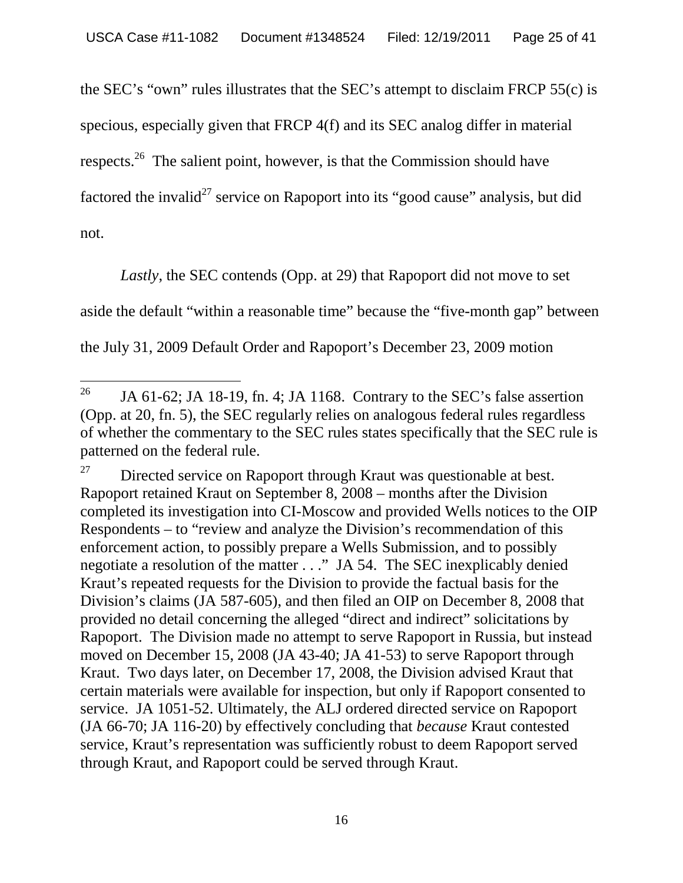the SEC's "own" rules illustrates that the SEC's attempt to disclaim FRCP 55(c) is specious, especially given that FRCP 4(f) and its SEC analog differ in material respects.[26] The salient point, however, is that the Commission should have factored the invalid[27] service on Rapoport into its "good cause" analysis, but did not.

*Lastly*, the SEC contends (Opp. at 29) that Rapoport did not move to set aside the default "within a reasonable time" because the "five-month gap" between the July 31, 2009 Default Order and Rapoport's December 23, 2009 motion

---

[26] JA 61-62; JA 18-19, fn. 4; JA 1168. Contrary to the SEC's false assertion (Opp. at 20, fn. 5), the SEC regularly relies on analogous federal rules regardless of whether the commentary to the SEC rules states specifically that the SEC rule is patterned on the federal rule.

[27] Directed service on Rapoport through Kraut was questionable at best. Rapoport retained Kraut on September 8, 2008 – months after the Division completed its investigation into CI-Moscow and provided Wells notices to the OIP Respondents – to "review and analyze the Division's recommendation of this enforcement action, to possibly prepare a Wells Submission, and to possibly negotiate a resolution of the matter . . ." JA 54. The SEC inexplicably denied Kraut's repeated requests for the Division to provide the factual basis for the Division's claims (JA 587-605), and then filed an OIP on December 8, 2008 that provided no detail concerning the alleged "direct and indirect" solicitations by Rapoport. The Division made no attempt to serve Rapoport in Russia, but instead moved on December 15, 2008 (JA 43-40; JA 41-53) to serve Rapoport through Kraut. Two days later, on December 17, 2008, the Division advised Kraut that certain materials were available for inspection, but only if Rapoport consented to service. JA 1051-52. Ultimately, the ALJ ordered directed service on Rapoport (JA 66-70; JA 116-20) by effectively concluding that *because* Kraut contested service, Kraut's representation was sufficiently robust to deem Rapoport served through Kraut, and Rapoport could be served through Kraut.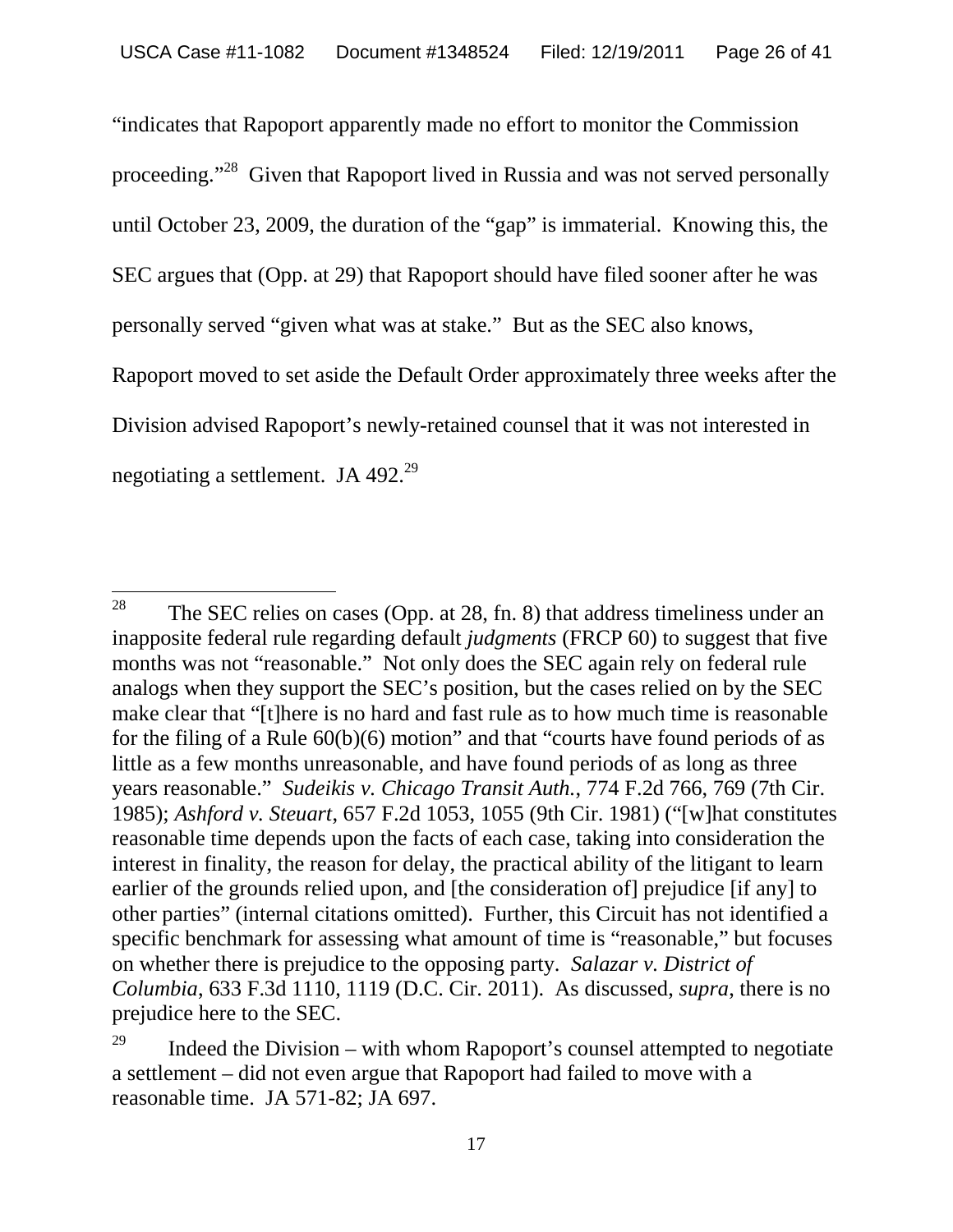"indicates that Rapoport apparently made no effort to monitor the Commission proceeding."[28] Given that Rapoport lived in Russia and was not served personally until October 23, 2009, the duration of the "gap" is immaterial. Knowing this, the SEC argues that (Opp. at 29) that Rapoport should have filed sooner after he was personally served "given what was at stake." But as the SEC also knows, Rapoport moved to set aside the Default Order approximately three weeks after the Division advised Rapoport's newly-retained counsel that it was not interested in negotiating a settlement. JA 492.[29]

---

[28] The SEC relies on cases (Opp. at 28, fn. 8) that address timeliness under an inapposite federal rule regarding default *judgments* (FRCP 60) to suggest that five months was not "reasonable." Not only does the SEC again rely on federal rule analogs when they support the SEC's position, but the cases relied on by the SEC make clear that "[t]here is no hard and fast rule as to how much time is reasonable for the filing of a Rule 60(b)(6) motion" and that "courts have found periods of as little as a few months unreasonable, and have found periods of as long as three years reasonable." *Sudeikis v. Chicago Transit Auth.*, 774 F.2d 766, 769 (7th Cir. 1985); *Ashford v. Steuart*, 657 F.2d 1053, 1055 (9th Cir. 1981) ("[w]hat constitutes reasonable time depends upon the facts of each case, taking into consideration the interest in finality, the reason for delay, the practical ability of the litigant to learn earlier of the grounds relied upon, and [the consideration of] prejudice [if any] to other parties" (internal citations omitted). Further, this Circuit has not identified a specific benchmark for assessing what amount of time is "reasonable," but focuses on whether there is prejudice to the opposing party. *Salazar v. District of Columbia*, 633 F.3d 1110, 1119 (D.C. Cir. 2011). As discussed, *supra*, there is no prejudice here to the SEC.

[29] Indeed the Division – with whom Rapoport's counsel attempted to negotiate a settlement – did not even argue that Rapoport had failed to move with a reasonable time. JA 571-82; JA 697.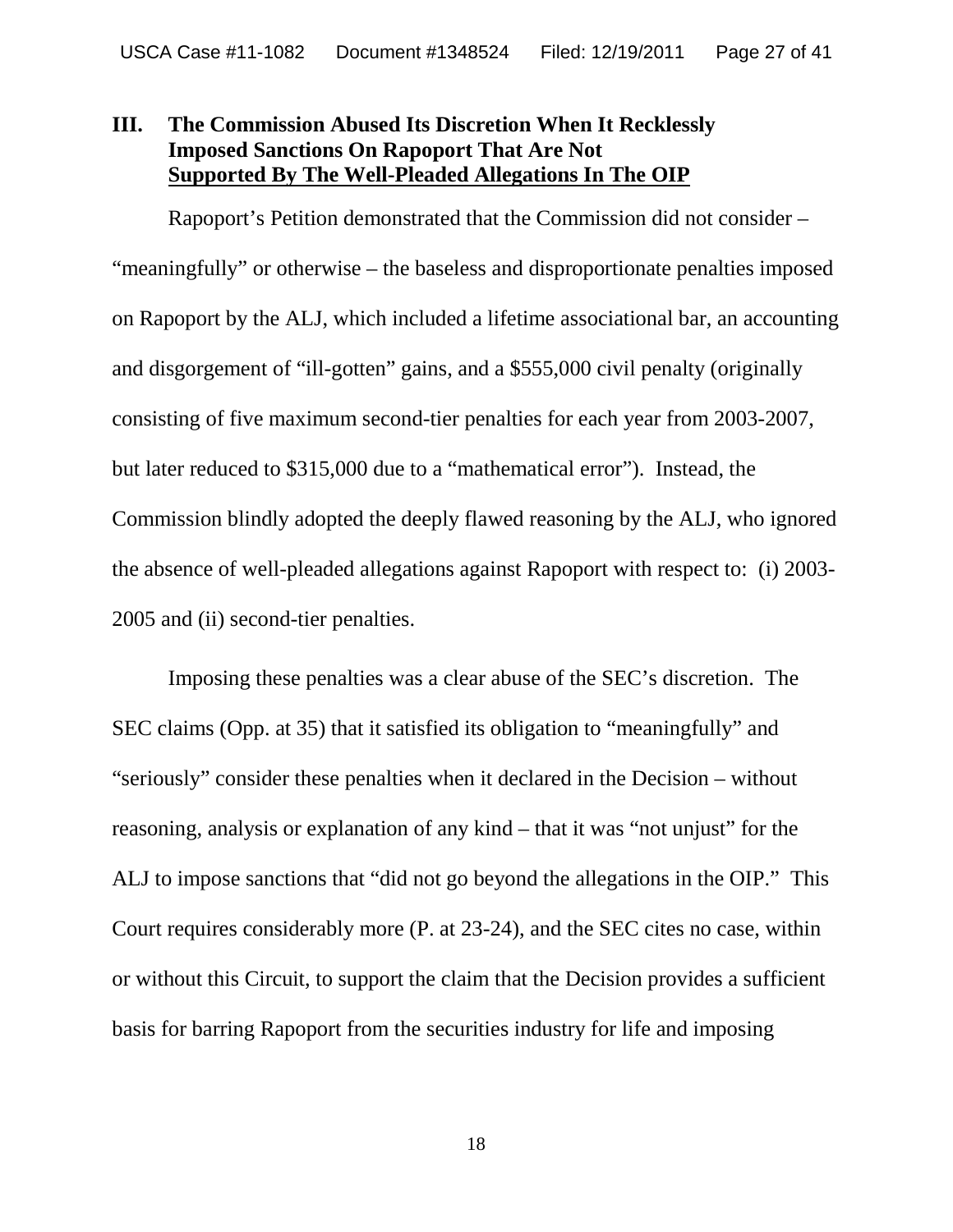## III. The Commission Abused Its Discretion When It Recklessly Imposed Sanctions On Rapoport That Are Not Supported By The Well-Pleaded Allegations In The OIP

Rapoport's Petition demonstrated that the Commission did not consider – "meaningfully" or otherwise – the baseless and disproportionate penalties imposed on Rapoport by the ALJ, which included a lifetime associational bar, an accounting and disgorgement of "ill-gotten" gains, and a $555,000 civil penalty (originally consisting of five maximum second-tier penalties for each year from 2003-2007, but later reduced to $315,000 due to a "mathematical error"). Instead, the Commission blindly adopted the deeply flawed reasoning by the ALJ, who ignored the absence of well-pleaded allegations against Rapoport with respect to: (i) 2003-2005 and (ii) second-tier penalties.

Imposing these penalties was a clear abuse of the SEC's discretion. The SEC claims (Opp. at 35) that it satisfied its obligation to "meaningfully" and "seriously" consider these penalties when it declared in the Decision – without reasoning, analysis or explanation of any kind – that it was "not unjust" for the ALJ to impose sanctions that "did not go beyond the allegations in the OIP." This Court requires considerably more (P. at 23-24), and the SEC cites no case, within or without this Circuit, to support the claim that the Decision provides a sufficient basis for barring Rapoport from the securities industry for life and imposing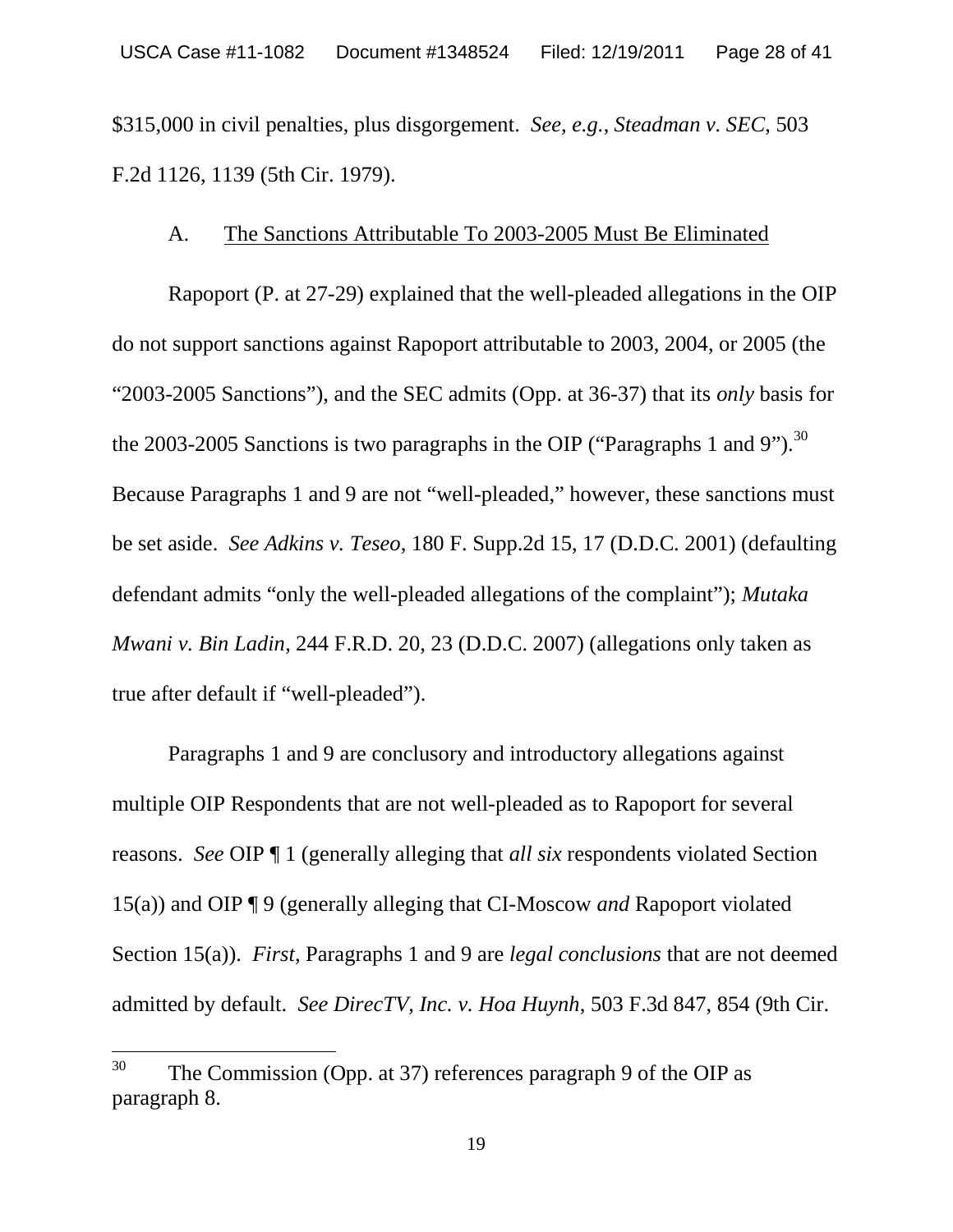$315,000 in civil penalties, plus disgorgement. *See, e.g.*, *Steadman v. SEC*, 503 F.2d 1126, 1139 (5th Cir. 1979).

### A. The Sanctions Attributable To 2003-2005 Must Be Eliminated

Rapoport (P. at 27-29) explained that the well-pleaded allegations in the OIP do not support sanctions against Rapoport attributable to 2003, 2004, or 2005 (the "2003-2005 Sanctions"), and the SEC admits (Opp. at 36-37) that its *only* basis for the 2003-2005 Sanctions is two paragraphs in the OIP ("Paragraphs 1 and 9").[30] Because Paragraphs 1 and 9 are not "well-pleaded," however, these sanctions must be set aside. *See Adkins v. Teseo*, 180 F. Supp.2d 15, 17 (D.D.C. 2001) (defaulting defendant admits "only the well-pleaded allegations of the complaint"); *Mutaka Mwani v. Bin Ladin*, 244 F.R.D. 20, 23 (D.D.C. 2007) (allegations only taken as true after default if "well-pleaded").

Paragraphs 1 and 9 are conclusory and introductory allegations against multiple OIP Respondents that are not well-pleaded as to Rapoport for several reasons. *See* OIP ¶ 1 (generally alleging that *all six* respondents violated Section 15(a)) and OIP ¶ 9 (generally alleging that CI-Moscow *and* Rapoport violated Section 15(a)). *First*, Paragraphs 1 and 9 are *legal conclusions* that are not deemed admitted by default. *See DirecTV, Inc. v. Hoa Huynh*, 503 F.3d 847, 854 (9th Cir.

[30] The Commission (Opp. at 37) references paragraph 9 of the OIP as paragraph 8.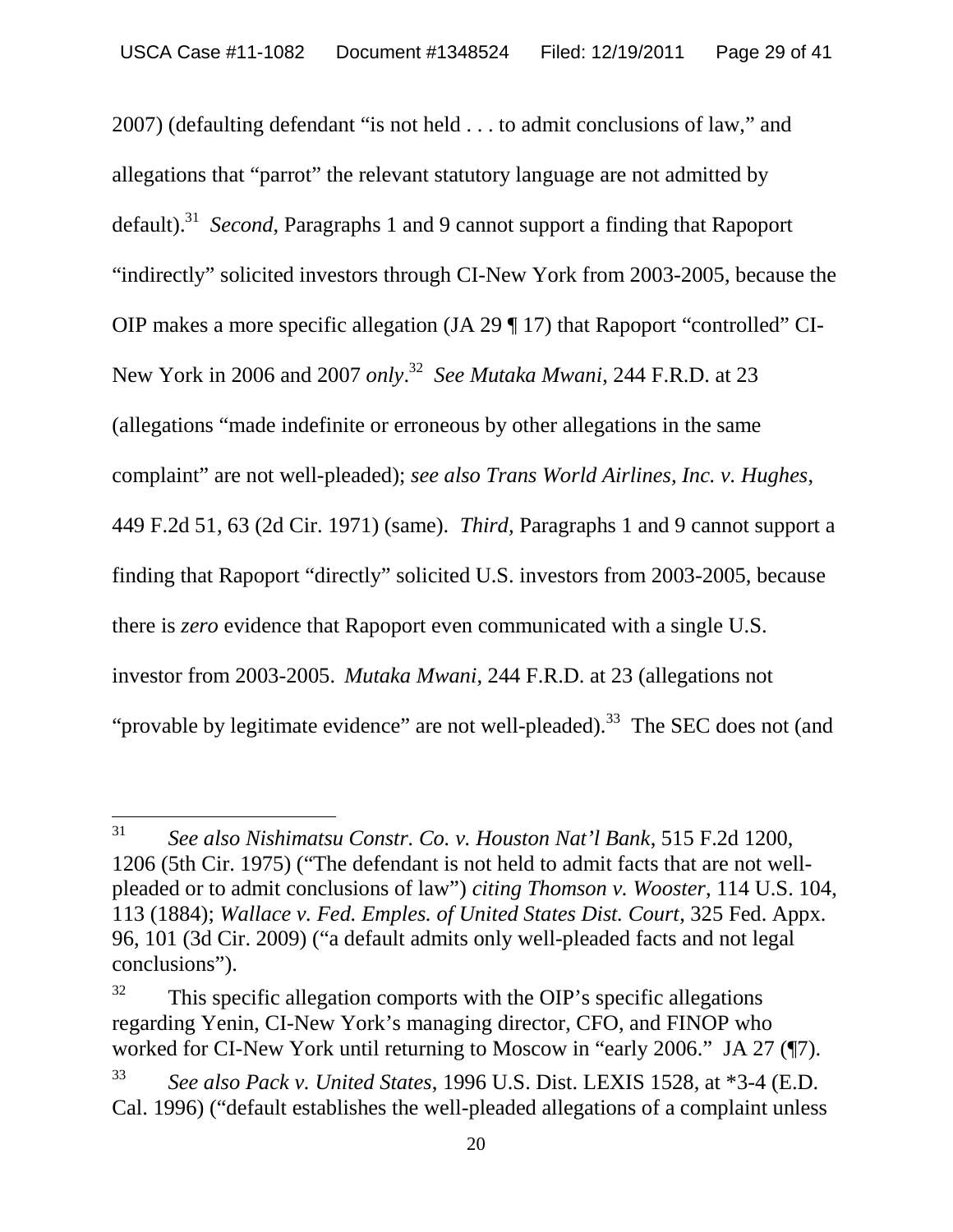2007) (defaulting defendant "is not held . . . to admit conclusions of law," and allegations that "parrot" the relevant statutory language are not admitted by default).[31] *Second,* Paragraphs 1 and 9 cannot support a finding that Rapoport "indirectly" solicited investors through CI-New York from 2003-2005, because the OIP makes a more specific allegation (JA 29 ¶ 17) that Rapoport "controlled" CI-New York in 2006 and 2007 *only*.[32] *See Mutaka Mwani,* 244 F.R.D. at 23 (allegations "made indefinite or erroneous by other allegations in the same complaint" are not well-pleaded); *see also Trans World Airlines, Inc. v. Hughes*, 449 F.2d 51, 63 (2d Cir. 1971) (same). *Third,* Paragraphs 1 and 9 cannot support a finding that Rapoport "directly" solicited U.S. investors from 2003-2005, because there is *zero* evidence that Rapoport even communicated with a single U.S. investor from 2003-2005. *Mutaka Mwani,* 244 F.R.D. at 23 (allegations not "provable by legitimate evidence" are not well-pleaded).[33] The SEC does not (and

---

[31] *See also Nishimatsu Constr. Co. v. Houston Nat'l Bank*, 515 F.2d 1200, 1206 (5th Cir. 1975) ("The defendant is not held to admit facts that are not well-pleaded or to admit conclusions of law") *citing Thomson v. Wooster*, 114 U.S. 104, 113 (1884); *Wallace v. Fed. Emples. of United States Dist. Court,* 325 Fed. Appx. 96, 101 (3d Cir. 2009) ("a default admits only well-pleaded facts and not legal conclusions").

[32] This specific allegation comports with the OIP's specific allegations regarding Yenin, CI-New York's managing director, CFO, and FINOP who worked for CI-New York until returning to Moscow in "early 2006." JA 27 (¶7).

[33] *See also Pack v. United States*, 1996 U.S. Dist. LEXIS 1528, at *3-4 (E.D. Cal. 1996) ("default establishes the well-pleaded allegations of a complaint unless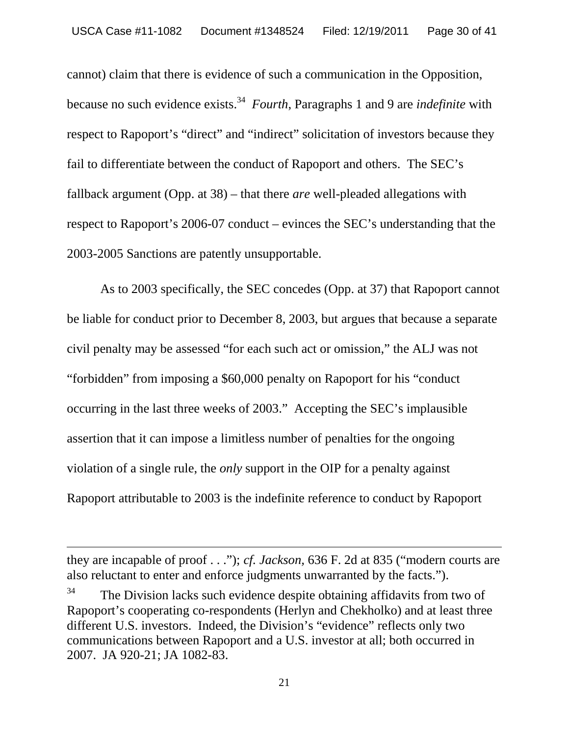cannot) claim that there is evidence of such a communication in the Opposition, because no such evidence exists.[34] *Fourth*, Paragraphs 1 and 9 are *indefinite* with respect to Rapoport's "direct" and "indirect" solicitation of investors because they fail to differentiate between the conduct of Rapoport and others. The SEC's fallback argument (Opp. at 38) – that there *are* well-pleaded allegations with respect to Rapoport's 2006-07 conduct – evinces the SEC's understanding that the 2003-2005 Sanctions are patently unsupportable.

As to 2003 specifically, the SEC concedes (Opp. at 37) that Rapoport cannot be liable for conduct prior to December 8, 2003, but argues that because a separate civil penalty may be assessed "for each such act or omission," the ALJ was not "forbidden" from imposing a $60,000 penalty on Rapoport for his "conduct occurring in the last three weeks of 2003." Accepting the SEC's implausible assertion that it can impose a limitless number of penalties for the ongoing violation of a single rule, the *only* support in the OIP for a penalty against Rapoport attributable to 2003 is the indefinite reference to conduct by Rapoport

---

they are incapable of proof . . ."); *cf. Jackson*, 636 F. 2d at 835 ("modern courts are also reluctant to enter and enforce judgments unwarranted by the facts.").

[34] The Division lacks such evidence despite obtaining affidavits from two of Rapoport's cooperating co-respondents (Herlyn and Chekholko) and at least three different U.S. investors. Indeed, the Division's "evidence" reflects only two communications between Rapoport and a U.S. investor at all; both occurred in 2007. JA 920-21; JA 1082-83.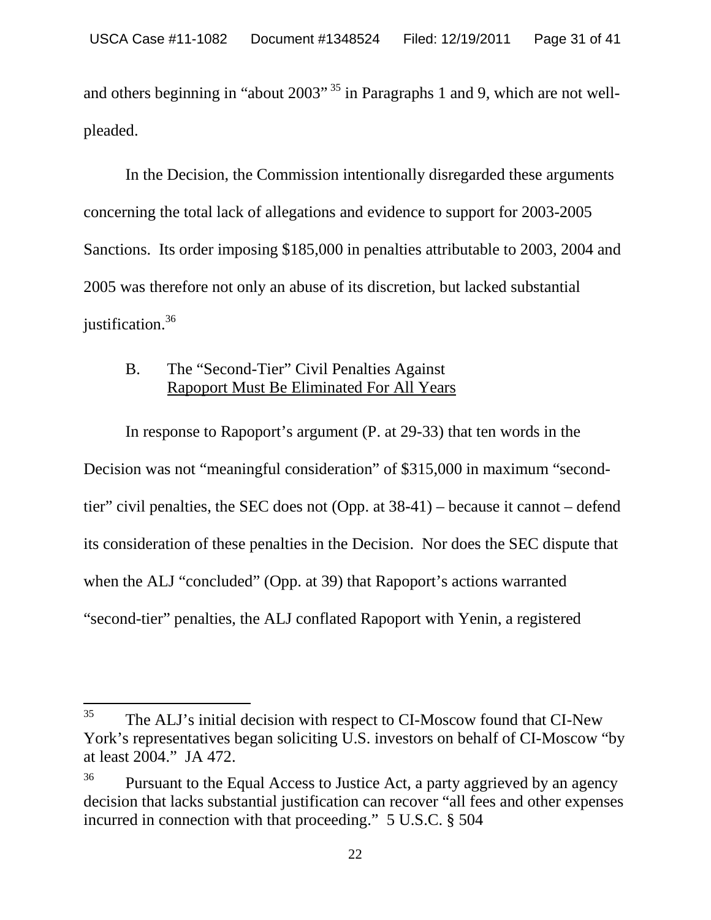and others beginning in "about 2003"[35] in Paragraphs 1 and 9, which are not well-pleaded.

In the Decision, the Commission intentionally disregarded these arguments concerning the total lack of allegations and evidence to support for 2003-2005 Sanctions. Its order imposing $185,000 in penalties attributable to 2003, 2004 and 2005 was therefore not only an abuse of its discretion, but lacked substantial justification.[36]

### B. The "Second-Tier" Civil Penalties Against Rapoport Must Be Eliminated For All Years

In response to Rapoport's argument (P. at 29-33) that ten words in the Decision was not "meaningful consideration" of $315,000 in maximum "second-tier" civil penalties, the SEC does not (Opp. at 38-41) – because it cannot – defend its consideration of these penalties in the Decision. Nor does the SEC dispute that when the ALJ "concluded" (Opp. at 39) that Rapoport's actions warranted "second-tier" penalties, the ALJ conflated Rapoport with Yenin, a registered

---

[35] The ALJ's initial decision with respect to CI-Moscow found that CI-New York's representatives began soliciting U.S. investors on behalf of CI-Moscow "by at least 2004." JA 472.

[36] Pursuant to the Equal Access to Justice Act, a party aggrieved by an agency decision that lacks substantial justification can recover "all fees and other expenses incurred in connection with that proceeding." 5 U.S.C. § 504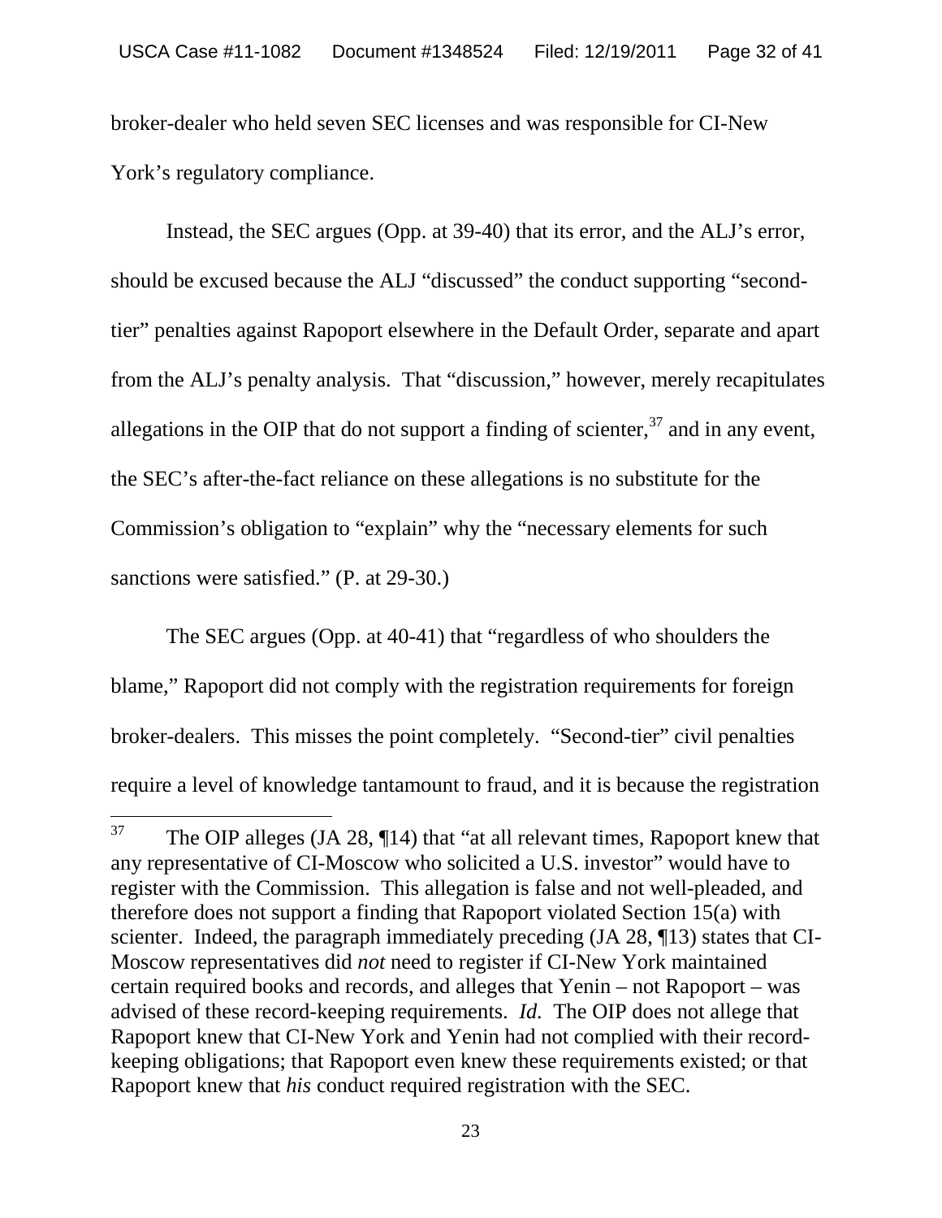broker-dealer who held seven SEC licenses and was responsible for CI-New York's regulatory compliance.

Instead, the SEC argues (Opp. at 39-40) that its error, and the ALJ's error, should be excused because the ALJ "discussed" the conduct supporting "second-tier" penalties against Rapoport elsewhere in the Default Order, separate and apart from the ALJ's penalty analysis. That "discussion," however, merely recapitulates allegations in the OIP that do not support a finding of scienter,[37] and in any event, the SEC's after-the-fact reliance on these allegations is no substitute for the Commission's obligation to "explain" why the "necessary elements for such sanctions were satisfied." (P. at 29-30.)

The SEC argues (Opp. at 40-41) that "regardless of who shoulders the blame," Rapoport did not comply with the registration requirements for foreign broker-dealers. This misses the point completely. "Second-tier" civil penalties require a level of knowledge tantamount to fraud, and it is because the registration

---

[37] The OIP alleges (JA 28, ¶14) that "at all relevant times, Rapoport knew that any representative of CI-Moscow who solicited a U.S. investor" would have to register with the Commission. This allegation is false and not well-pleaded, and therefore does not support a finding that Rapoport violated Section 15(a) with scienter. Indeed, the paragraph immediately preceding (JA 28, ¶13) states that CI-Moscow representatives did *not* need to register if CI-New York maintained certain required books and records, and alleges that Yenin – not Rapoport – was advised of these record-keeping requirements. *Id.* The OIP does not allege that Rapoport knew that CI-New York and Yenin had not complied with their record-keeping obligations; that Rapoport even knew these requirements existed; or that Rapoport knew that *his* conduct required registration with the SEC.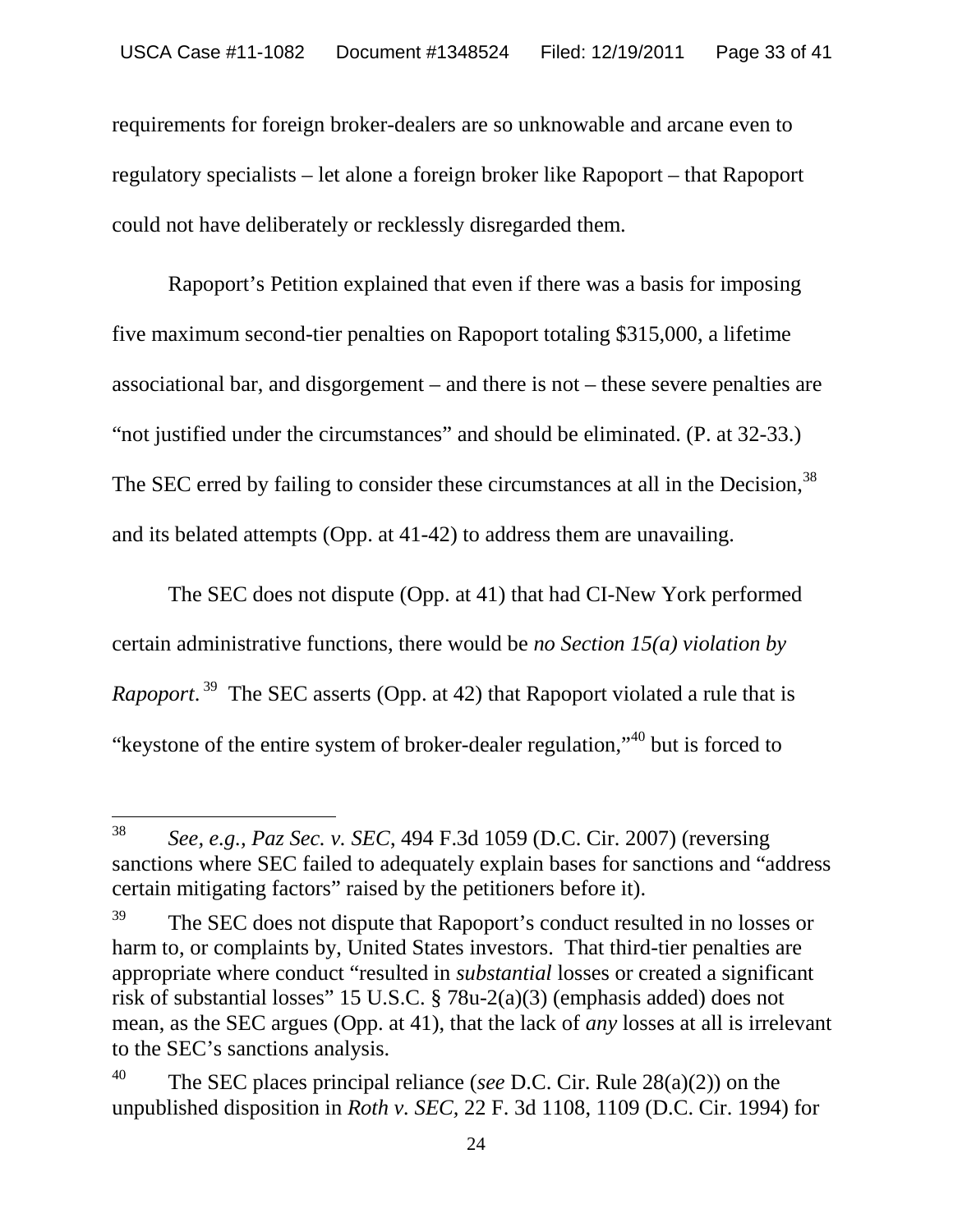requirements for foreign broker-dealers are so unknowable and arcane even to regulatory specialists – let alone a foreign broker like Rapoport – that Rapoport could not have deliberately or recklessly disregarded them.

Rapoport's Petition explained that even if there was a basis for imposing five maximum second-tier penalties on Rapoport totaling $315,000, a lifetime associational bar, and disgorgement – and there is not – these severe penalties are "not justified under the circumstances" and should be eliminated. (P. at 32-33.) The SEC erred by failing to consider these circumstances at all in the Decision,[38] and its belated attempts (Opp. at 41-42) to address them are unavailing.

The SEC does not dispute (Opp. at 41) that had CI-New York performed certain administrative functions, there would be *no Section 15(a) violation by Rapoport*.[39] The SEC asserts (Opp. at 42) that Rapoport violated a rule that is "keystone of the entire system of broker-dealer regulation,"[40] but is forced to

---

[38] *See, e.g.*, *Paz Sec. v. SEC*, 494 F.3d 1059 (D.C. Cir. 2007) (reversing sanctions where SEC failed to adequately explain bases for sanctions and "address certain mitigating factors" raised by the petitioners before it).

[39] The SEC does not dispute that Rapoport's conduct resulted in no losses or harm to, or complaints by, United States investors. That third-tier penalties are appropriate where conduct "resulted in *substantial* losses or created a significant risk of substantial losses" 15 U.S.C. § 78u-2(a)(3) (emphasis added) does not mean, as the SEC argues (Opp. at 41), that the lack of *any* losses at all is irrelevant to the SEC's sanctions analysis.

[40] The SEC places principal reliance (*see* D.C. Cir. Rule 28(a)(2)) on the unpublished disposition in *Roth v. SEC*, 22 F. 3d 1108, 1109 (D.C. Cir. 1994) for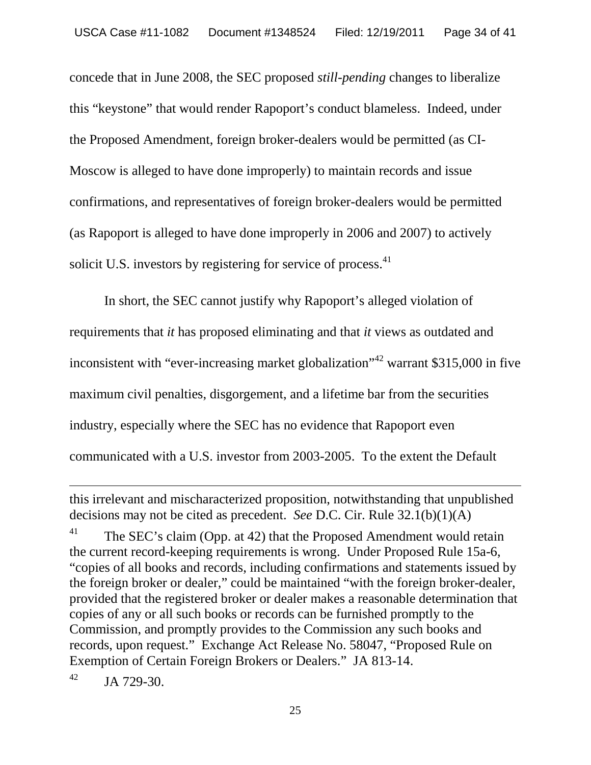concede that in June 2008, the SEC proposed *still-pending* changes to liberalize this "keystone" that would render Rapoport's conduct blameless. Indeed, under the Proposed Amendment, foreign broker-dealers would be permitted (as CI-Moscow is alleged to have done improperly) to maintain records and issue confirmations, and representatives of foreign broker-dealers would be permitted (as Rapoport is alleged to have done improperly in 2006 and 2007) to actively solicit U.S. investors by registering for service of process.[41]

In short, the SEC cannot justify why Rapoport's alleged violation of requirements that *it* has proposed eliminating and that *it* views as outdated and inconsistent with "ever-increasing market globalization"[42] warrant $315,000 in five maximum civil penalties, disgorgement, and a lifetime bar from the securities industry, especially where the SEC has no evidence that Rapoport even communicated with a U.S. investor from 2003-2005. To the extent the Default

---

this irrelevant and mischaracterized proposition, notwithstanding that unpublished decisions may not be cited as precedent. *See* D.C. Cir. Rule 32.1(b)(1)(A)

[41] The SEC's claim (Opp. at 42) that the Proposed Amendment would retain the current record-keeping requirements is wrong. Under Proposed Rule 15a-6, "copies of all books and records, including confirmations and statements issued by the foreign broker or dealer," could be maintained "with the foreign broker-dealer, provided that the registered broker or dealer makes a reasonable determination that copies of any or all such books or records can be furnished promptly to the Commission, and promptly provides to the Commission any such books and records, upon request." Exchange Act Release No. 58047, "Proposed Rule on Exemption of Certain Foreign Brokers or Dealers." JA 813-14.

[42] JA 729-30.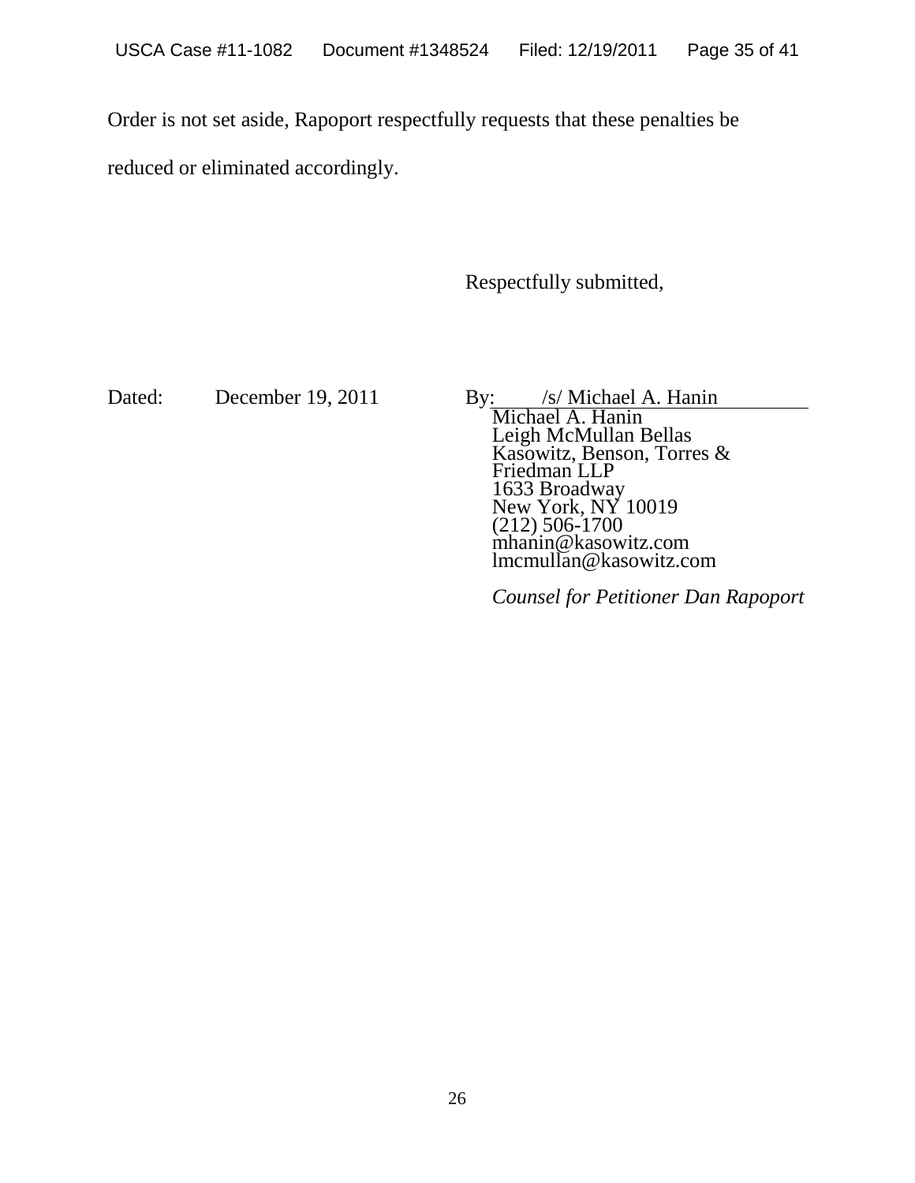Order is not set aside, Rapoport respectfully requests that these penalties be reduced or eliminated accordingly.

Respectfully submitted,

Dated: December 19, 2011

By: /s/ Michael A. Hanin
Michael A. Hanin
Leigh McMullan Bellas
Kasowitz, Benson, Torres & Friedman LLP
1633 Broadway
New York, NY 10019
(212) 506-1700
mhanin@kasowitz.com
lmcmullan@kasowitz.com

*Counsel for Petitioner Dan Rapoport*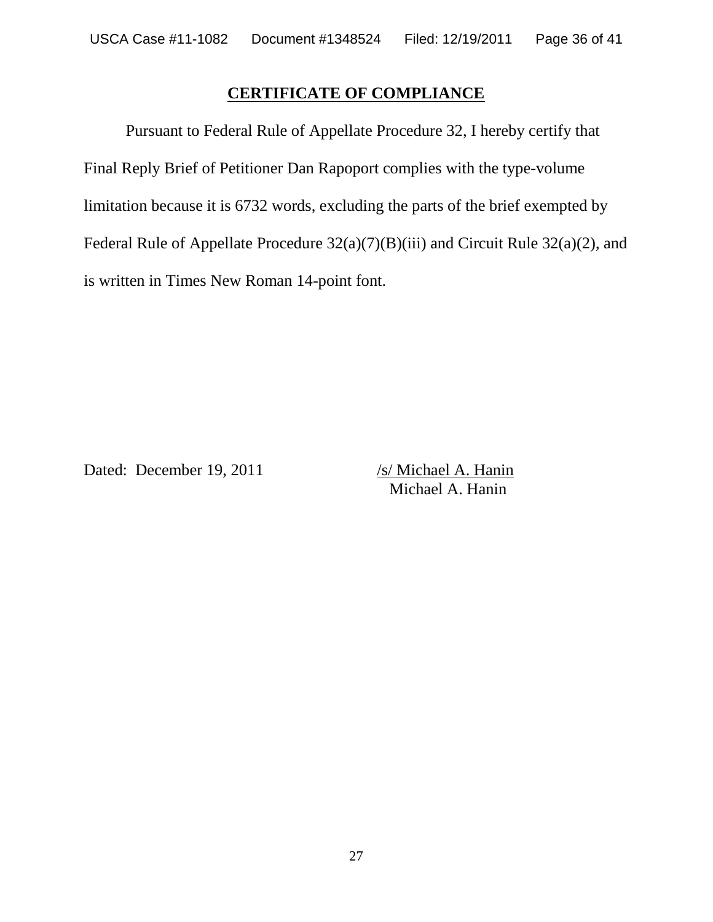**CERTIFICATE OF COMPLIANCE**

Pursuant to Federal Rule of Appellate Procedure 32, I hereby certify that Final Reply Brief of Petitioner Dan Rapoport complies with the type-volume limitation because it is 6732 words, excluding the parts of the brief exempted by Federal Rule of Appellate Procedure 32(a)(7)(B)(iii) and Circuit Rule 32(a)(2), and is written in Times New Roman 14-point font.

Dated: December 19, 2011

/s/ Michael A. Hanin
Michael A. Hanin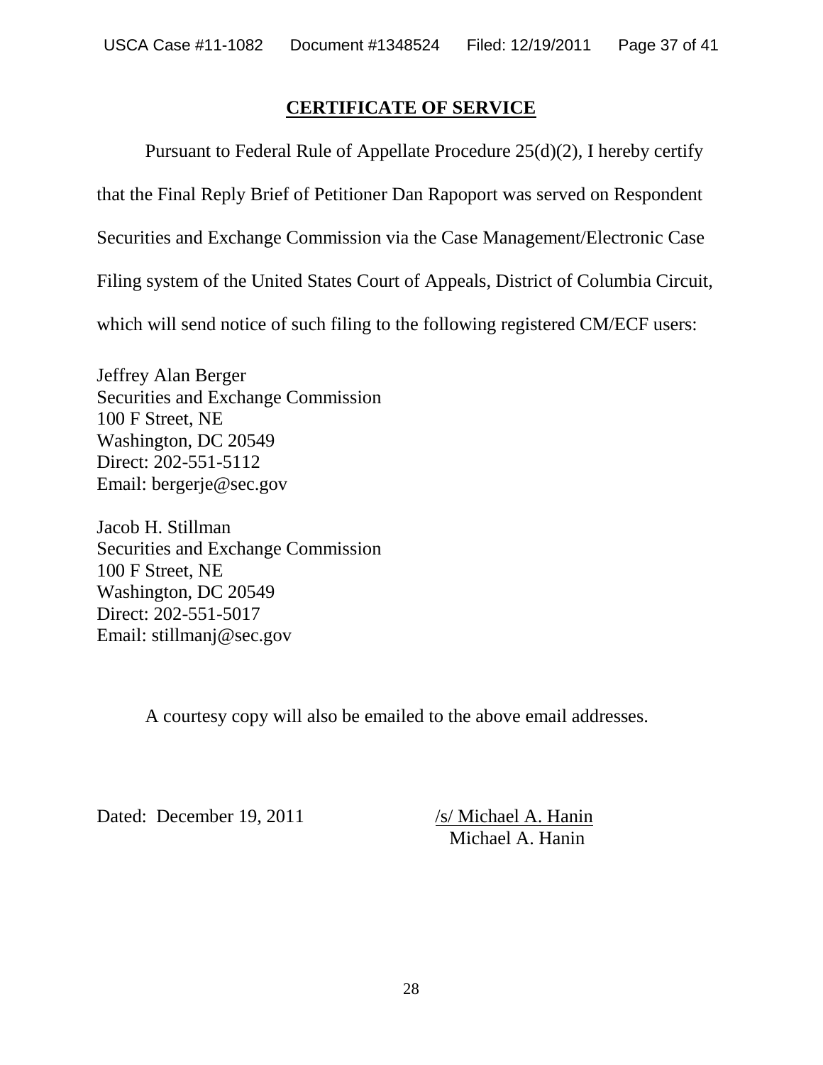## CERTIFICATE OF SERVICE

Pursuant to Federal Rule of Appellate Procedure 25(d)(2), I hereby certify that the Final Reply Brief of Petitioner Dan Rapoport was served on Respondent Securities and Exchange Commission via the Case Management/Electronic Case Filing system of the United States Court of Appeals, District of Columbia Circuit, which will send notice of such filing to the following registered CM/ECF users:

Jeffrey Alan Berger
Securities and Exchange Commission
100 F Street, NE
Washington, DC 20549
Direct: 202-551-5112
Email: bergerje@sec.gov

Jacob H. Stillman
Securities and Exchange Commission
100 F Street, NE
Washington, DC 20549
Direct: 202-551-5017
Email: stillmanj@sec.gov

A courtesy copy will also be emailed to the above email addresses.

Dated: December 19, 2011

/s/ Michael A. Hanin
Michael A. Hanin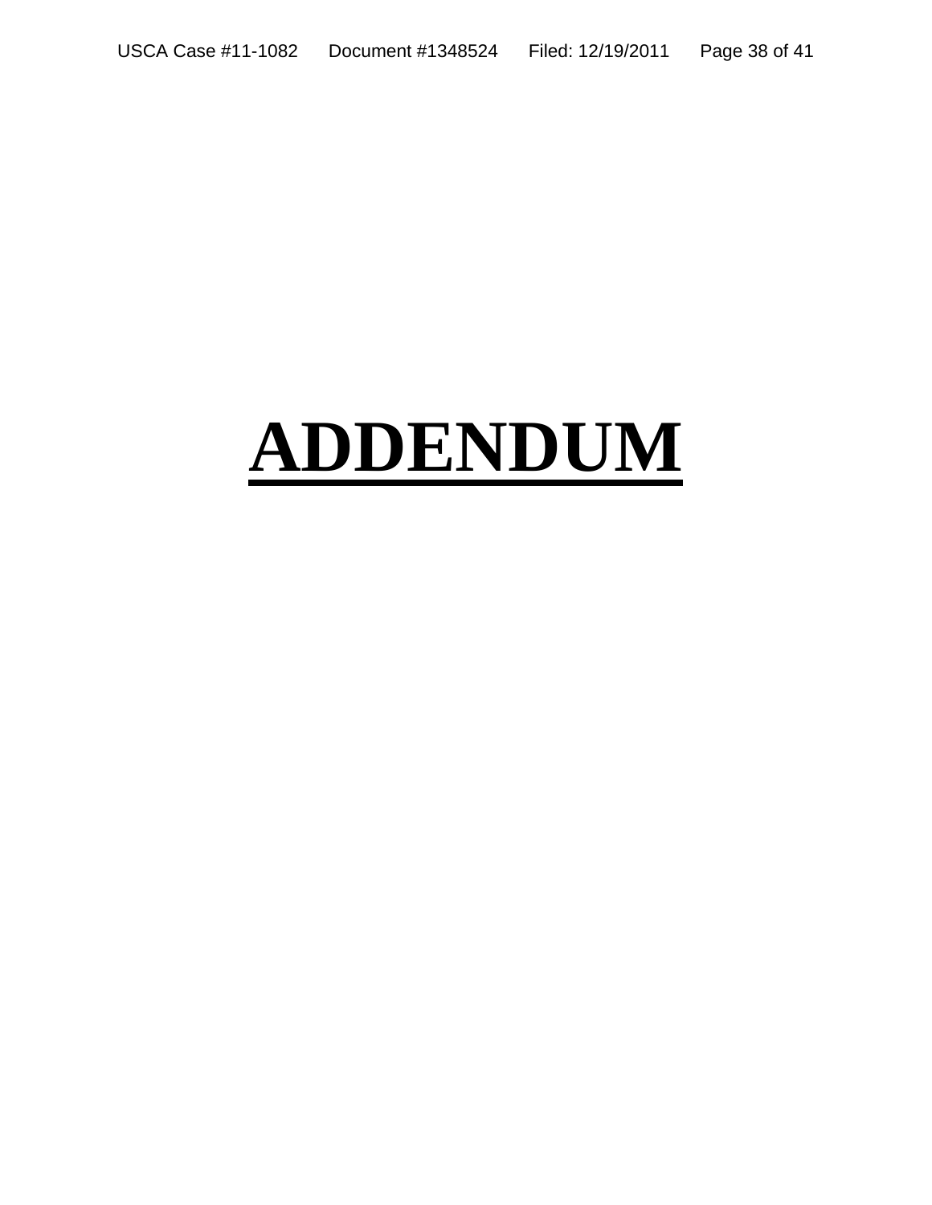# ADDENDUM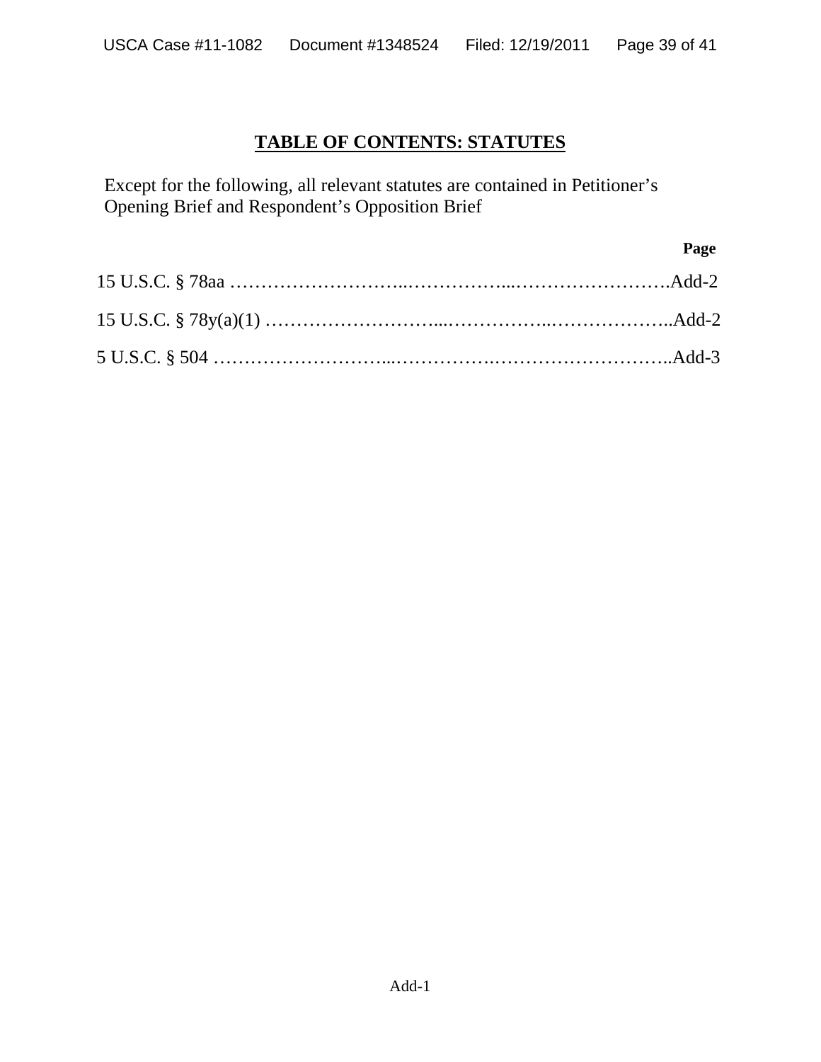# TABLE OF CONTENTS: STATUTES

Except for the following, all relevant statutes are contained in Petitioner's Opening Brief and Respondent's Opposition Brief

| | Page |
|---|---|
| 15 U.S.C. § 78aa | Add-2 |
| 15 U.S.C. § 78y(a)(1) | Add-2 |
| 5 U.S.C. § 504 | Add-3 |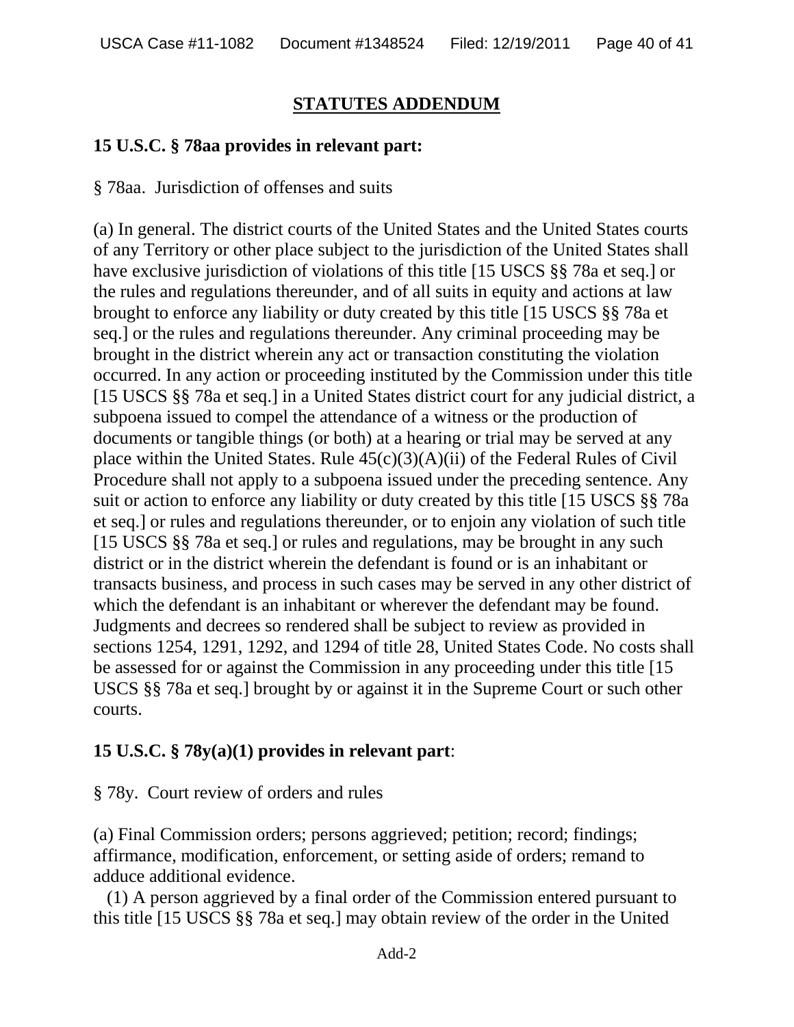## STATUTES ADDENDUM

**15 U.S.C. § 78aa provides in relevant part:**

§ 78aa. Jurisdiction of offenses and suits

(a) In general. The district courts of the United States and the United States courts of any Territory or other place subject to the jurisdiction of the United States shall have exclusive jurisdiction of violations of this title [15 USCS §§ 78a et seq.] or the rules and regulations thereunder, and of all suits in equity and actions at law brought to enforce any liability or duty created by this title [15 USCS §§ 78a et seq.] or the rules and regulations thereunder. Any criminal proceeding may be brought in the district wherein any act or transaction constituting the violation occurred. In any action or proceeding instituted by the Commission under this title [15 USCS §§ 78a et seq.] in a United States district court for any judicial district, a subpoena issued to compel the attendance of a witness or the production of documents or tangible things (or both) at a hearing or trial may be served at any place within the United States. Rule 45(c)(3)(A)(ii) of the Federal Rules of Civil Procedure shall not apply to a subpoena issued under the preceding sentence. Any suit or action to enforce any liability or duty created by this title [15 USCS §§ 78a et seq.] or rules and regulations thereunder, or to enjoin any violation of such title [15 USCS §§ 78a et seq.] or rules and regulations, may be brought in any such district or in the district wherein the defendant is found or is an inhabitant or transacts business, and process in such cases may be served in any other district of which the defendant is an inhabitant or wherever the defendant may be found. Judgments and decrees so rendered shall be subject to review as provided in sections 1254, 1291, 1292, and 1294 of title 28, United States Code. No costs shall be assessed for or against the Commission in any proceeding under this title [15 USCS §§ 78a et seq.] brought by or against it in the Supreme Court or such other courts.

**15 U.S.C. § 78y(a)(1) provides in relevant part**:

§ 78y. Court review of orders and rules

(a) Final Commission orders; persons aggrieved; petition; record; findings; affirmance, modification, enforcement, or setting aside of orders; remand to adduce additional evidence.

(1) A person aggrieved by a final order of the Commission entered pursuant to this title [15 USCS §§ 78a et seq.] may obtain review of the order in the United

Add-2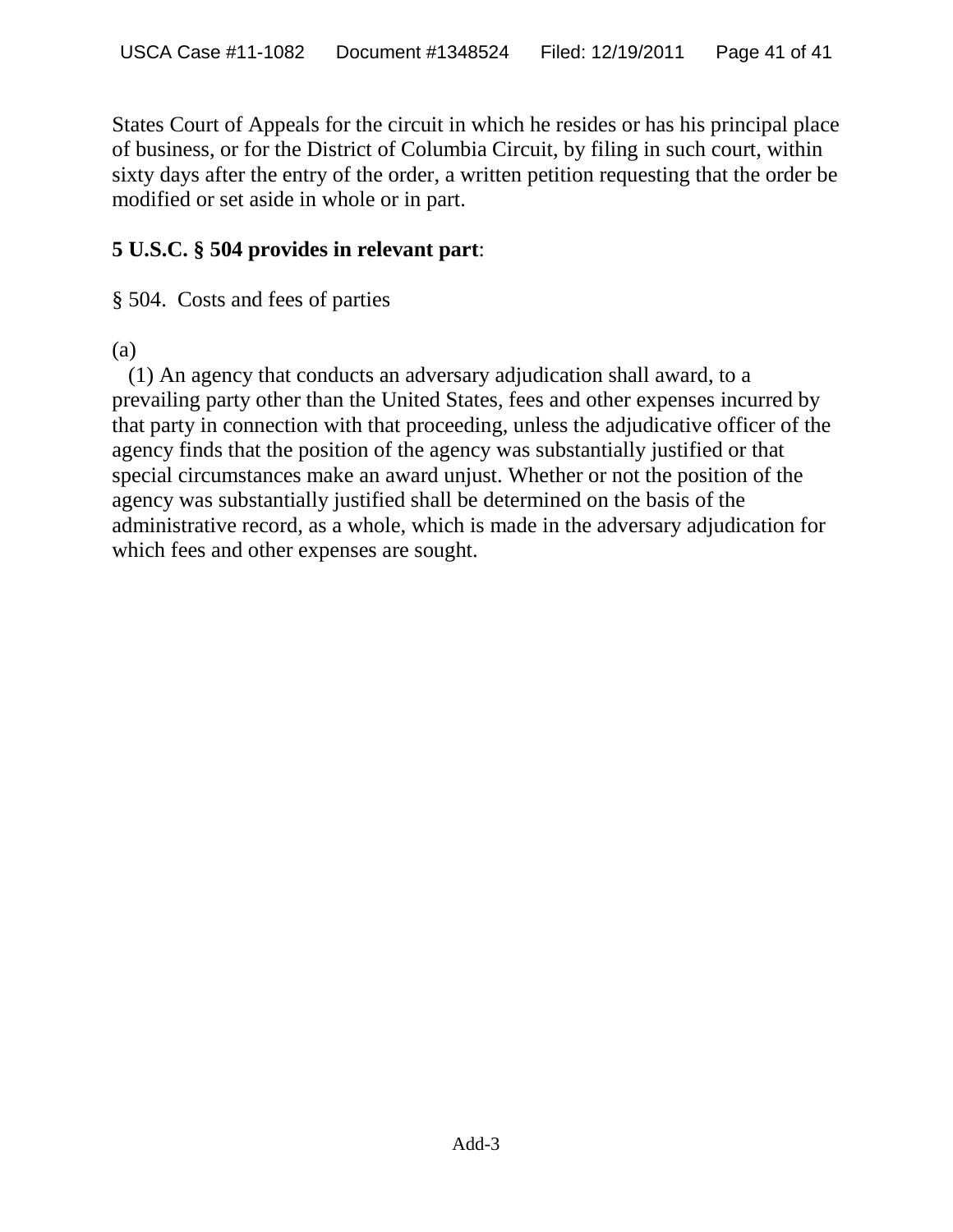States Court of Appeals for the circuit in which he resides or has his principal place of business, or for the District of Columbia Circuit, by filing in such court, within sixty days after the entry of the order, a written petition requesting that the order be modified or set aside in whole or in part.

**5 U.S.C. § 504 provides in relevant part**:

§ 504. Costs and fees of parties

(a)

(1) An agency that conducts an adversary adjudication shall award, to a prevailing party other than the United States, fees and other expenses incurred by that party in connection with that proceeding, unless the adjudicative officer of the agency finds that the position of the agency was substantially justified or that special circumstances make an award unjust. Whether or not the position of the agency was substantially justified shall be determined on the basis of the administrative record, as a whole, which is made in the adversary adjudication for which fees and other expenses are sought.

Add-3